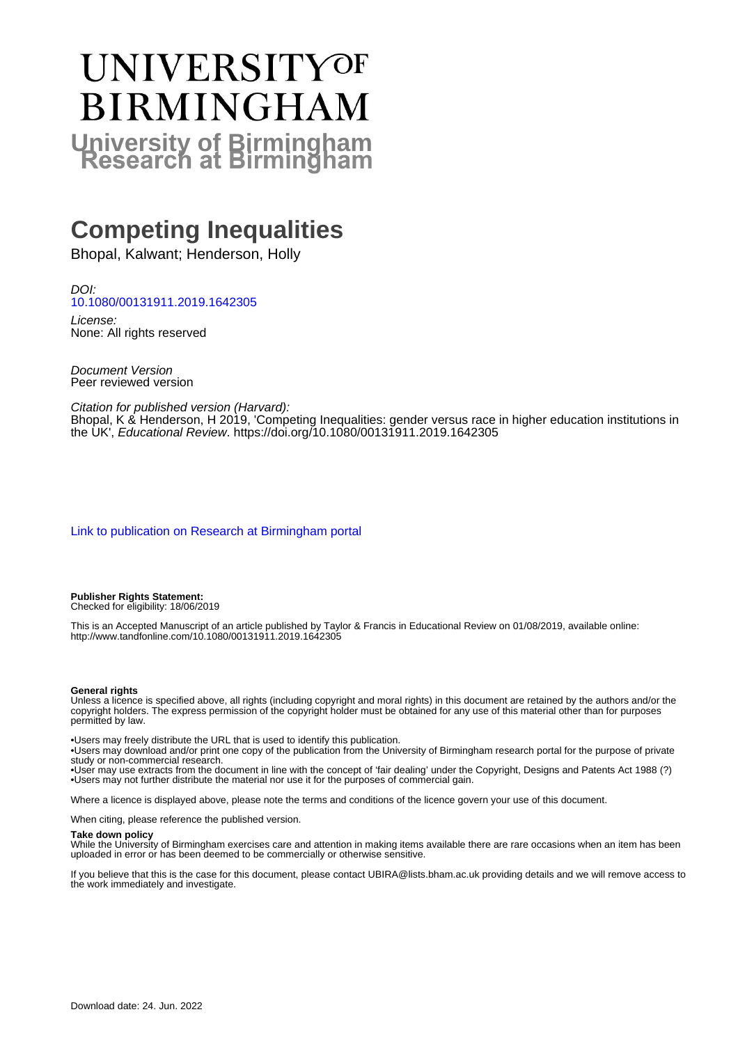# UNIVERSITY OF BIRMINGHAM

**University of Birmingham Research at Birmingham**

# Competing Inequalities

Bhopal, Kalwant; Henderson, Holly

*DOI:*
10.1080/00131911.2019.1642305

*License:*
None: All rights reserved

*Document Version*
Peer reviewed version

*Citation for published version (Harvard):*
Bhopal, K & Henderson, H 2019, 'Competing Inequalities: gender versus race in higher education institutions in the UK', *Educational Review*. https://doi.org/10.1080/00131911.2019.1642305

Link to publication on Research at Birmingham portal

**Publisher Rights Statement:**
Checked for eligibility: 18/06/2019

This is an Accepted Manuscript of an article published by Taylor & Francis in Educational Review on 01/08/2019, available online: http://www.tandfonline.com/10.1080/00131911.2019.1642305

**General rights**
Unless a licence is specified above, all rights (including copyright and moral rights) in this document are retained by the authors and/or the copyright holders. The express permission of the copyright holder must be obtained for any use of this material other than for purposes permitted by law.

•Users may freely distribute the URL that is used to identify this publication.
•Users may download and/or print one copy of the publication from the University of Birmingham research portal for the purpose of private study or non-commercial research.
•User may use extracts from the document in line with the concept of 'fair dealing' under the Copyright, Designs and Patents Act 1988 (?)
•Users may not further distribute the material nor use it for the purposes of commercial gain.

Where a licence is displayed above, please note the terms and conditions of the licence govern your use of this document.

When citing, please reference the published version.

**Take down policy**
While the University of Birmingham exercises care and attention in making items available there are rare occasions when an item has been uploaded in error or has been deemed to be commercially or otherwise sensitive.

If you believe that this is the case for this document, please contact UBIRA@lists.bham.ac.uk providing details and we will remove access to the work immediately and investigate.

Download date: 24. Jun. 2022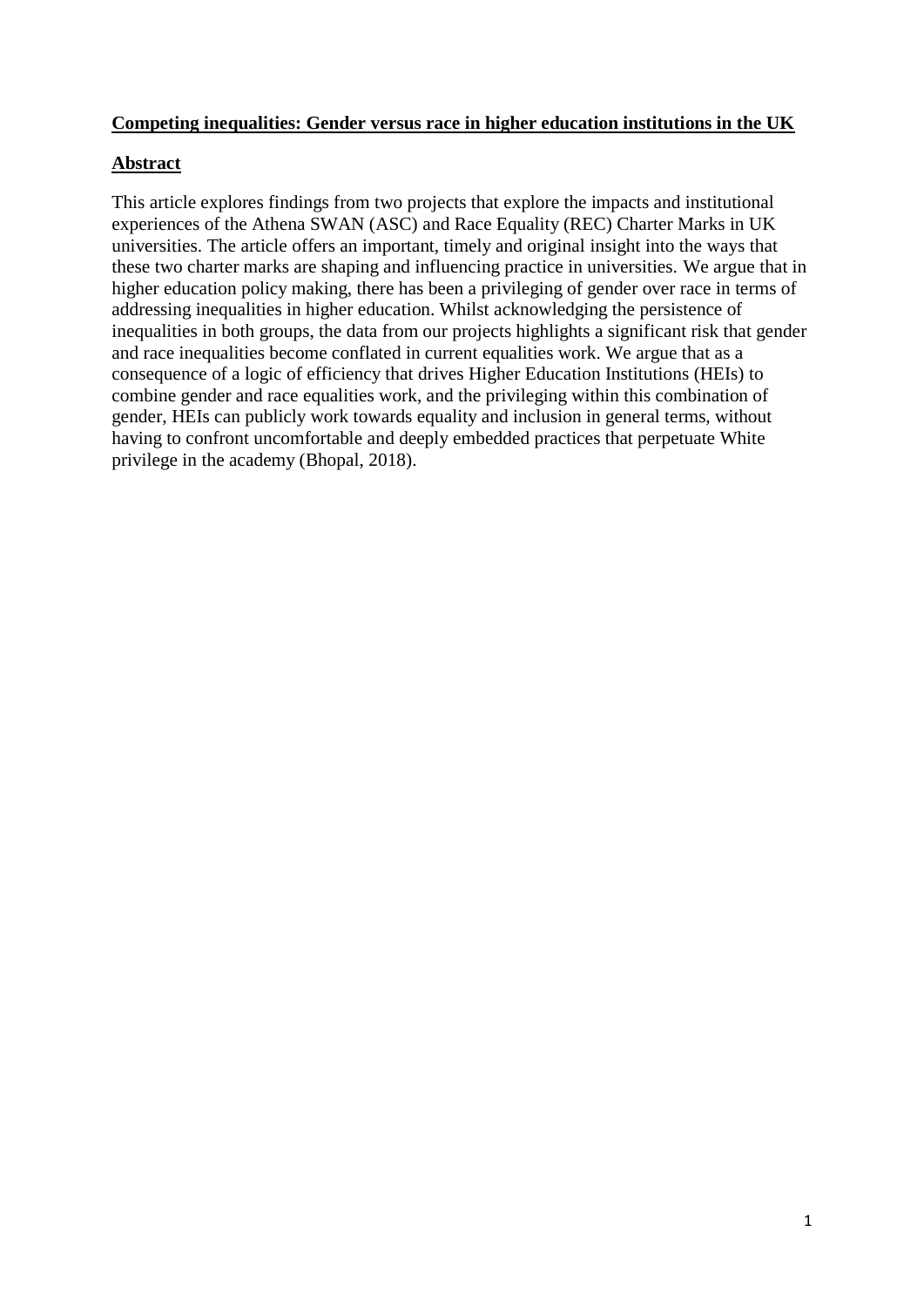**Competing inequalities: Gender versus race in higher education institutions in the UK**

**Abstract**

This article explores findings from two projects that explore the impacts and institutional experiences of the Athena SWAN (ASC) and Race Equality (REC) Charter Marks in UK universities. The article offers an important, timely and original insight into the ways that these two charter marks are shaping and influencing practice in universities. We argue that in higher education policy making, there has been a privileging of gender over race in terms of addressing inequalities in higher education. Whilst acknowledging the persistence of inequalities in both groups, the data from our projects highlights a significant risk that gender and race inequalities become conflated in current equalities work. We argue that as a consequence of a logic of efficiency that drives Higher Education Institutions (HEIs) to combine gender and race equalities work, and the privileging within this combination of gender, HEIs can publicly work towards equality and inclusion in general terms, without having to confront uncomfortable and deeply embedded practices that perpetuate White privilege in the academy (Bhopal, 2018).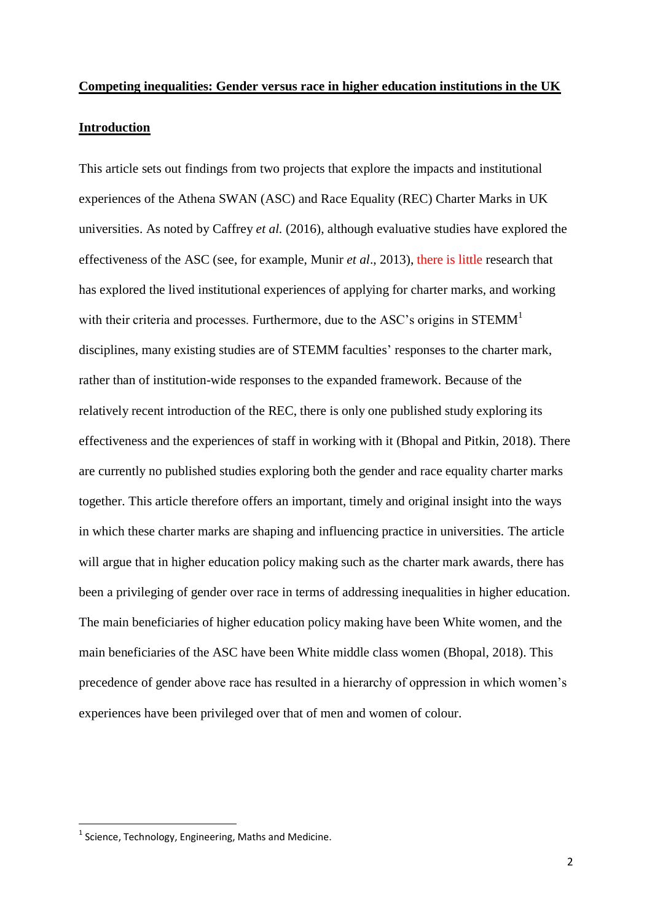**Competing inequalities: Gender versus race in higher education institutions in the UK**

**Introduction**

This article sets out findings from two projects that explore the impacts and institutional experiences of the Athena SWAN (ASC) and Race Equality (REC) Charter Marks in UK universities. As noted by Caffrey *et al.* (2016), although evaluative studies have explored the effectiveness of the ASC (see, for example, Munir *et al*., 2013), there is little research that has explored the lived institutional experiences of applying for charter marks, and working with their criteria and processes. Furthermore, due to the ASC's origins in STEMM[1] disciplines, many existing studies are of STEMM faculties' responses to the charter mark, rather than of institution-wide responses to the expanded framework. Because of the relatively recent introduction of the REC, there is only one published study exploring its effectiveness and the experiences of staff in working with it (Bhopal and Pitkin, 2018). There are currently no published studies exploring both the gender and race equality charter marks together. This article therefore offers an important, timely and original insight into the ways in which these charter marks are shaping and influencing practice in universities. The article will argue that in higher education policy making such as the charter mark awards, there has been a privileging of gender over race in terms of addressing inequalities in higher education. The main beneficiaries of higher education policy making have been White women, and the main beneficiaries of the ASC have been White middle class women (Bhopal, 2018). This precedence of gender above race has resulted in a hierarchy of oppression in which women's experiences have been privileged over that of men and women of colour.

[1] Science, Technology, Engineering, Maths and Medicine.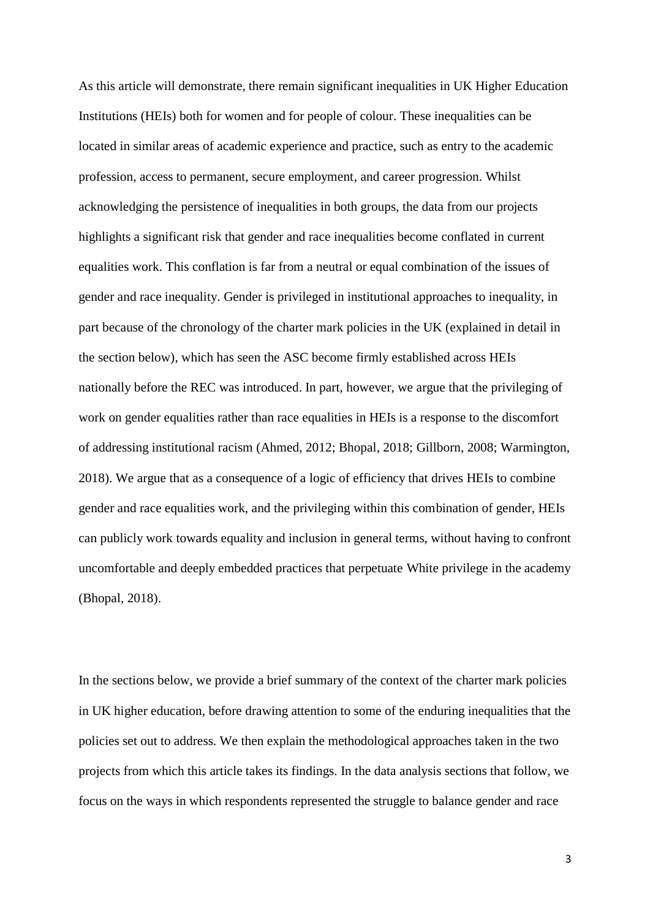As this article will demonstrate, there remain significant inequalities in UK Higher Education Institutions (HEIs) both for women and for people of colour. These inequalities can be located in similar areas of academic experience and practice, such as entry to the academic profession, access to permanent, secure employment, and career progression. Whilst acknowledging the persistence of inequalities in both groups, the data from our projects highlights a significant risk that gender and race inequalities become conflated in current equalities work. This conflation is far from a neutral or equal combination of the issues of gender and race inequality. Gender is privileged in institutional approaches to inequality, in part because of the chronology of the charter mark policies in the UK (explained in detail in the section below), which has seen the ASC become firmly established across HEIs nationally before the REC was introduced. In part, however, we argue that the privileging of work on gender equalities rather than race equalities in HEIs is a response to the discomfort of addressing institutional racism (Ahmed, 2012; Bhopal, 2018; Gillborn, 2008; Warmington, 2018). We argue that as a consequence of a logic of efficiency that drives HEIs to combine gender and race equalities work, and the privileging within this combination of gender, HEIs can publicly work towards equality and inclusion in general terms, without having to confront uncomfortable and deeply embedded practices that perpetuate White privilege in the academy (Bhopal, 2018).

In the sections below, we provide a brief summary of the context of the charter mark policies in UK higher education, before drawing attention to some of the enduring inequalities that the policies set out to address. We then explain the methodological approaches taken in the two projects from which this article takes its findings. In the data analysis sections that follow, we focus on the ways in which respondents represented the struggle to balance gender and race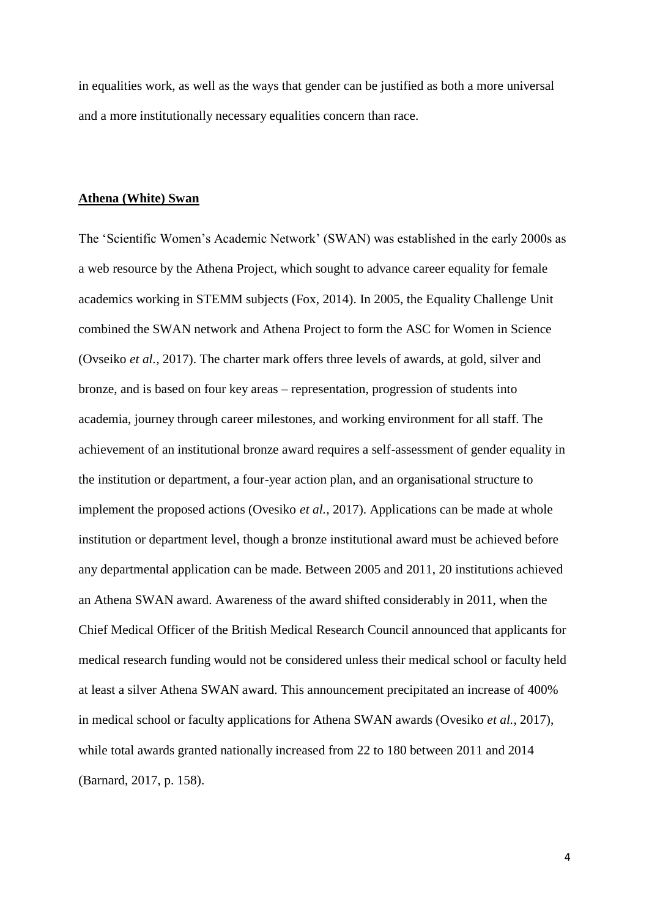in equalities work, as well as the ways that gender can be justified as both a more universal and a more institutionally necessary equalities concern than race.

## Athena (White) Swan

The 'Scientific Women's Academic Network' (SWAN) was established in the early 2000s as a web resource by the Athena Project, which sought to advance career equality for female academics working in STEMM subjects (Fox, 2014). In 2005, the Equality Challenge Unit combined the SWAN network and Athena Project to form the ASC for Women in Science (Ovseiko *et al.*, 2017). The charter mark offers three levels of awards, at gold, silver and bronze, and is based on four key areas – representation, progression of students into academia, journey through career milestones, and working environment for all staff. The achievement of an institutional bronze award requires a self-assessment of gender equality in the institution or department, a four-year action plan, and an organisational structure to implement the proposed actions (Ovesiko *et al.*, 2017). Applications can be made at whole institution or department level, though a bronze institutional award must be achieved before any departmental application can be made. Between 2005 and 2011, 20 institutions achieved an Athena SWAN award. Awareness of the award shifted considerably in 2011, when the Chief Medical Officer of the British Medical Research Council announced that applicants for medical research funding would not be considered unless their medical school or faculty held at least a silver Athena SWAN award. This announcement precipitated an increase of 400% in medical school or faculty applications for Athena SWAN awards (Ovesiko *et al.*, 2017), while total awards granted nationally increased from 22 to 180 between 2011 and 2014 (Barnard, 2017, p. 158).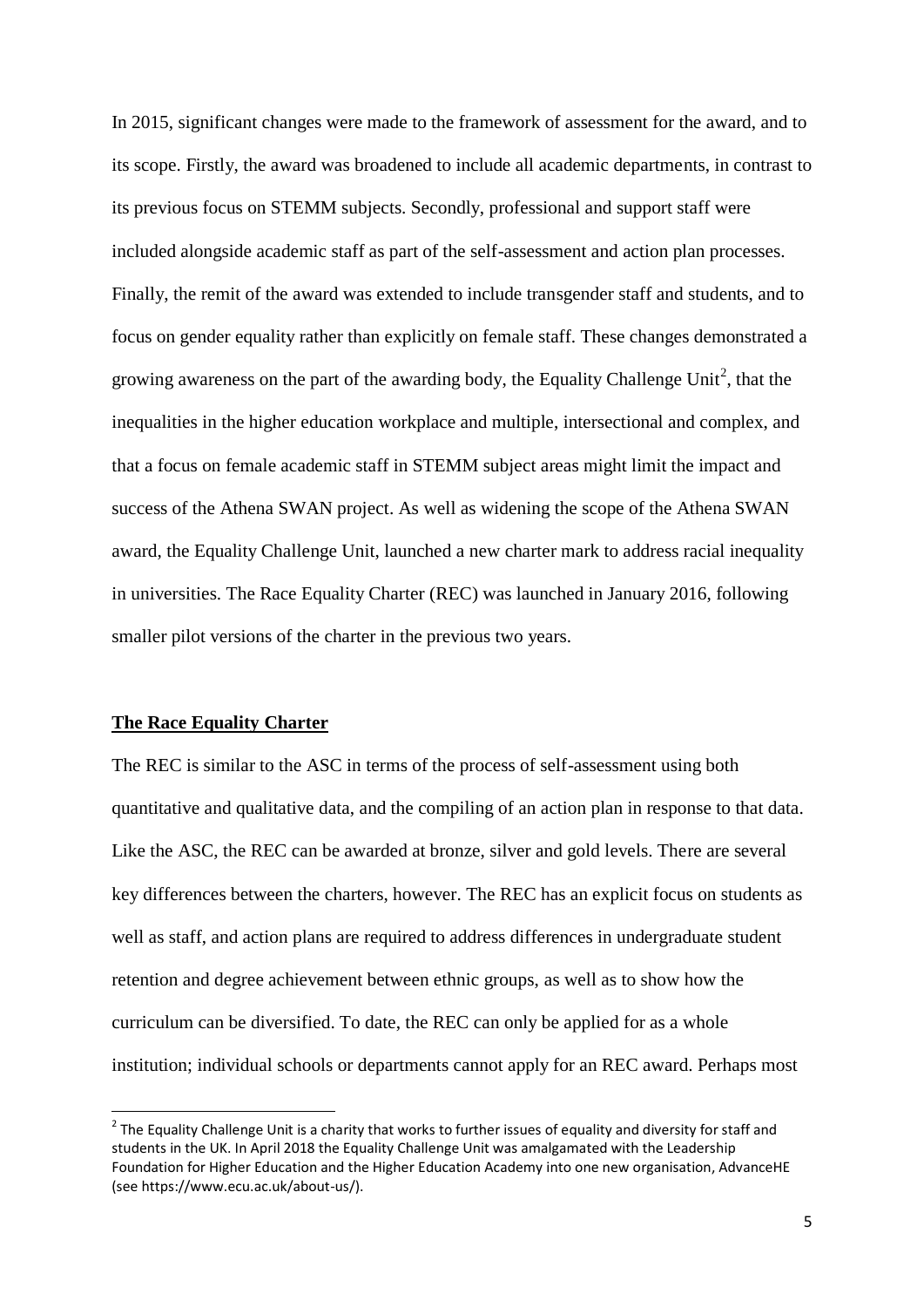In 2015, significant changes were made to the framework of assessment for the award, and to its scope. Firstly, the award was broadened to include all academic departments, in contrast to its previous focus on STEMM subjects. Secondly, professional and support staff were included alongside academic staff as part of the self-assessment and action plan processes. Finally, the remit of the award was extended to include transgender staff and students, and to focus on gender equality rather than explicitly on female staff. These changes demonstrated a growing awareness on the part of the awarding body, the Equality Challenge Unit[2], that the inequalities in the higher education workplace and multiple, intersectional and complex, and that a focus on female academic staff in STEMM subject areas might limit the impact and success of the Athena SWAN project. As well as widening the scope of the Athena SWAN award, the Equality Challenge Unit, launched a new charter mark to address racial inequality in universities. The Race Equality Charter (REC) was launched in January 2016, following smaller pilot versions of the charter in the previous two years.

## The Race Equality Charter

The REC is similar to the ASC in terms of the process of self-assessment using both quantitative and qualitative data, and the compiling of an action plan in response to that data. Like the ASC, the REC can be awarded at bronze, silver and gold levels. There are several key differences between the charters, however. The REC has an explicit focus on students as well as staff, and action plans are required to address differences in undergraduate student retention and degree achievement between ethnic groups, as well as to show how the curriculum can be diversified. To date, the REC can only be applied for as a whole institution; individual schools or departments cannot apply for an REC award. Perhaps most

[2] The Equality Challenge Unit is a charity that works to further issues of equality and diversity for staff and students in the UK. In April 2018 the Equality Challenge Unit was amalgamated with the Leadership Foundation for Higher Education and the Higher Education Academy into one new organisation, AdvanceHE (see https://www.ecu.ac.uk/about-us/).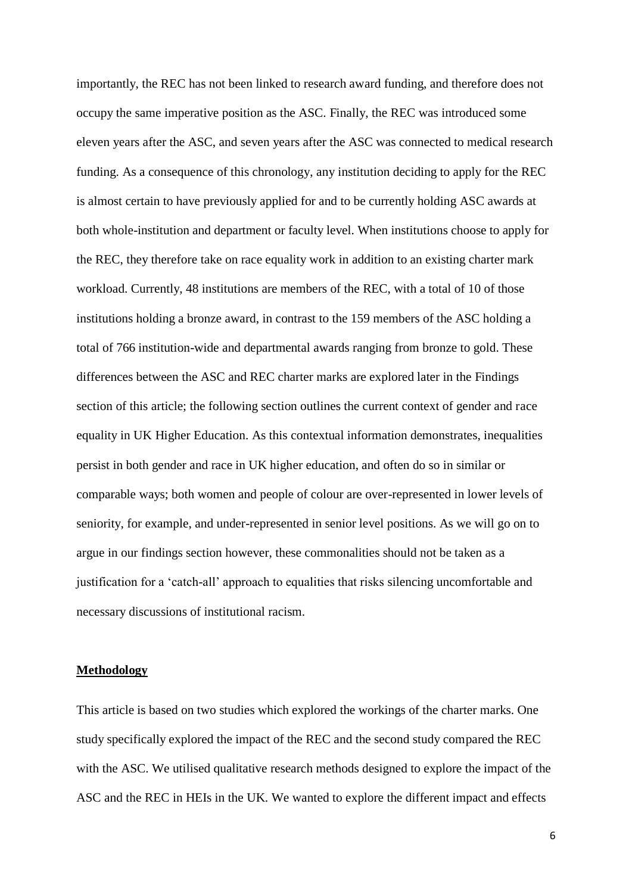importantly, the REC has not been linked to research award funding, and therefore does not occupy the same imperative position as the ASC. Finally, the REC was introduced some eleven years after the ASC, and seven years after the ASC was connected to medical research funding. As a consequence of this chronology, any institution deciding to apply for the REC is almost certain to have previously applied for and to be currently holding ASC awards at both whole-institution and department or faculty level. When institutions choose to apply for the REC, they therefore take on race equality work in addition to an existing charter mark workload. Currently, 48 institutions are members of the REC, with a total of 10 of those institutions holding a bronze award, in contrast to the 159 members of the ASC holding a total of 766 institution-wide and departmental awards ranging from bronze to gold. These differences between the ASC and REC charter marks are explored later in the Findings section of this article; the following section outlines the current context of gender and race equality in UK Higher Education. As this contextual information demonstrates, inequalities persist in both gender and race in UK higher education, and often do so in similar or comparable ways; both women and people of colour are over-represented in lower levels of seniority, for example, and under-represented in senior level positions. As we will go on to argue in our findings section however, these commonalities should not be taken as a justification for a 'catch-all' approach to equalities that risks silencing uncomfortable and necessary discussions of institutional racism.

## Methodology

This article is based on two studies which explored the workings of the charter marks. One study specifically explored the impact of the REC and the second study compared the REC with the ASC. We utilised qualitative research methods designed to explore the impact of the ASC and the REC in HEIs in the UK. We wanted to explore the different impact and effects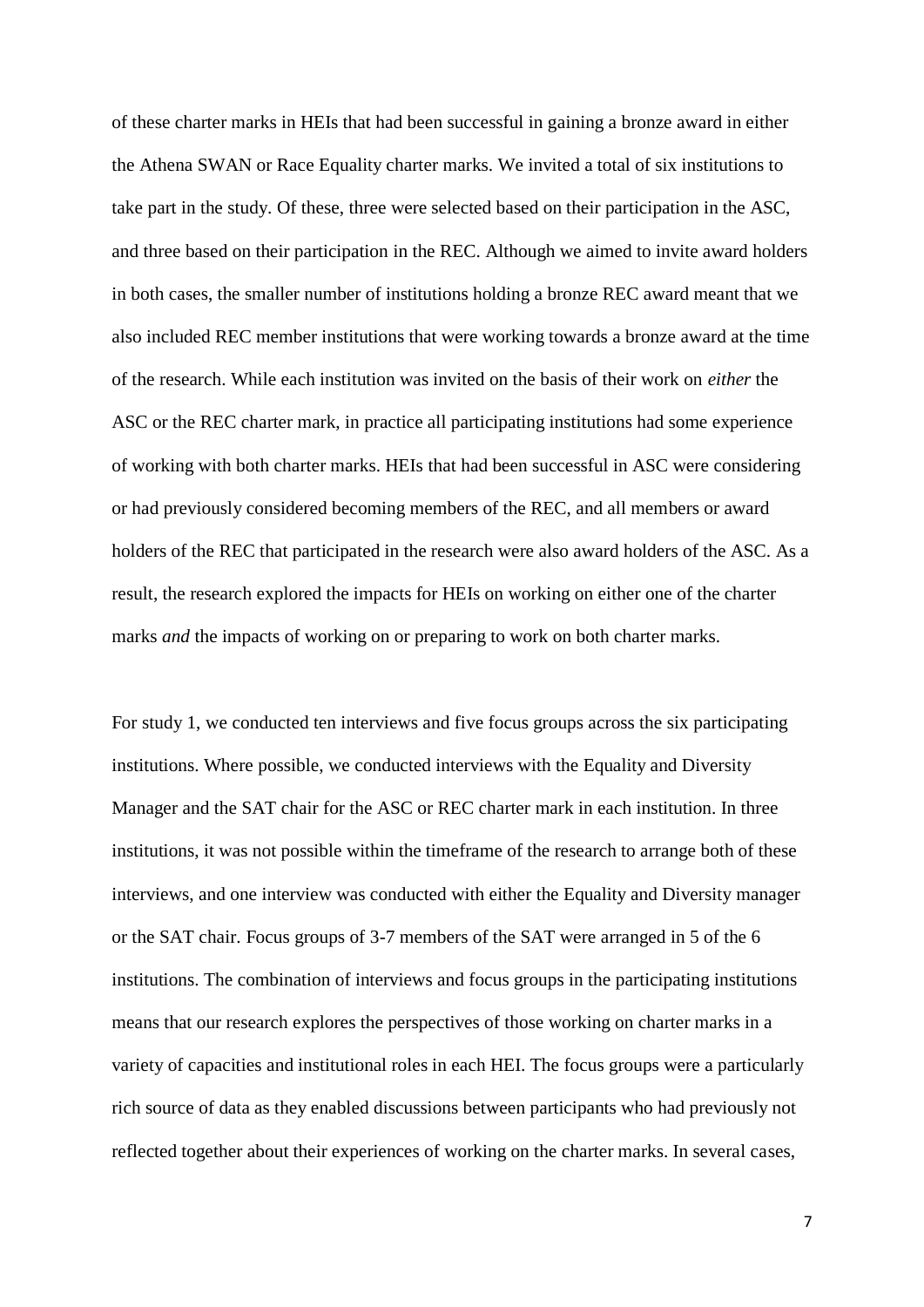of these charter marks in HEIs that had been successful in gaining a bronze award in either the Athena SWAN or Race Equality charter marks. We invited a total of six institutions to take part in the study. Of these, three were selected based on their participation in the ASC, and three based on their participation in the REC. Although we aimed to invite award holders in both cases, the smaller number of institutions holding a bronze REC award meant that we also included REC member institutions that were working towards a bronze award at the time of the research. While each institution was invited on the basis of their work on *either* the ASC or the REC charter mark, in practice all participating institutions had some experience of working with both charter marks. HEIs that had been successful in ASC were considering or had previously considered becoming members of the REC, and all members or award holders of the REC that participated in the research were also award holders of the ASC. As a result, the research explored the impacts for HEIs on working on either one of the charter marks *and* the impacts of working on or preparing to work on both charter marks.

For study 1, we conducted ten interviews and five focus groups across the six participating institutions. Where possible, we conducted interviews with the Equality and Diversity Manager and the SAT chair for the ASC or REC charter mark in each institution. In three institutions, it was not possible within the timeframe of the research to arrange both of these interviews, and one interview was conducted with either the Equality and Diversity manager or the SAT chair. Focus groups of 3-7 members of the SAT were arranged in 5 of the 6 institutions. The combination of interviews and focus groups in the participating institutions means that our research explores the perspectives of those working on charter marks in a variety of capacities and institutional roles in each HEI. The focus groups were a particularly rich source of data as they enabled discussions between participants who had previously not reflected together about their experiences of working on the charter marks. In several cases,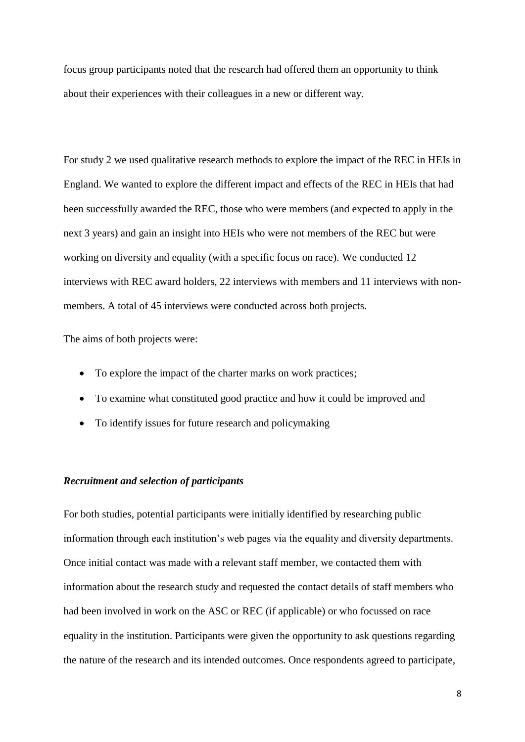focus group participants noted that the research had offered them an opportunity to think about their experiences with their colleagues in a new or different way.

For study 2 we used qualitative research methods to explore the impact of the REC in HEIs in England. We wanted to explore the different impact and effects of the REC in HEIs that had been successfully awarded the REC, those who were members (and expected to apply in the next 3 years) and gain an insight into HEIs who were not members of the REC but were working on diversity and equality (with a specific focus on race). We conducted 12 interviews with REC award holders, 22 interviews with members and 11 interviews with non-members. A total of 45 interviews were conducted across both projects.

The aims of both projects were:

- To explore the impact of the charter marks on work practices;
- To examine what constituted good practice and how it could be improved and
- To identify issues for future research and policymaking

***Recruitment and selection of participants***

For both studies, potential participants were initially identified by researching public information through each institution's web pages via the equality and diversity departments. Once initial contact was made with a relevant staff member, we contacted them with information about the research study and requested the contact details of staff members who had been involved in work on the ASC or REC (if applicable) or who focussed on race equality in the institution. Participants were given the opportunity to ask questions regarding the nature of the research and its intended outcomes. Once respondents agreed to participate,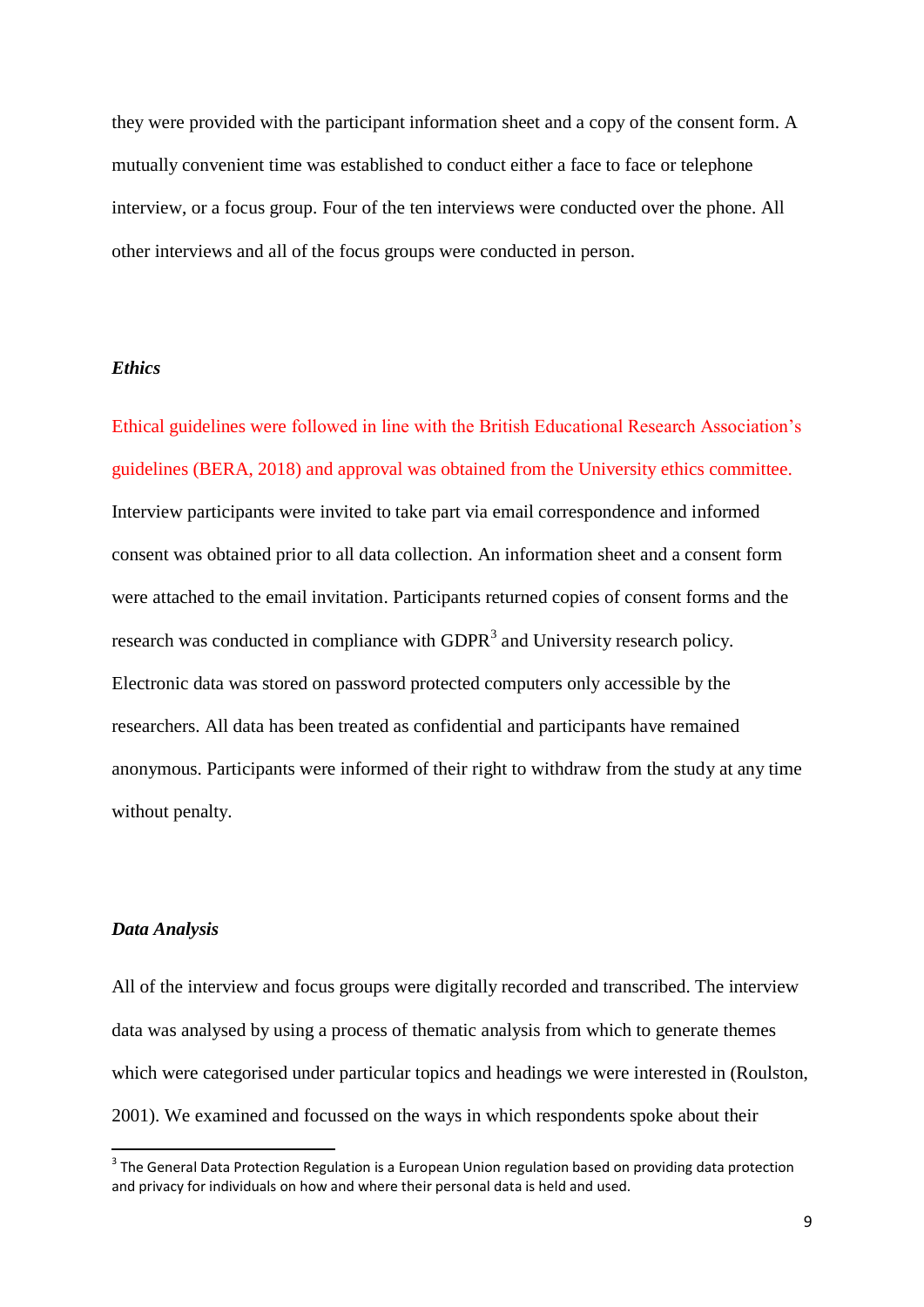they were provided with the participant information sheet and a copy of the consent form. A mutually convenient time was established to conduct either a face to face or telephone interview, or a focus group. Four of the ten interviews were conducted over the phone. All other interviews and all of the focus groups were conducted in person.

### *Ethics*

Ethical guidelines were followed in line with the British Educational Research Association's guidelines (BERA, 2018) and approval was obtained from the University ethics committee. Interview participants were invited to take part via email correspondence and informed consent was obtained prior to all data collection. An information sheet and a consent form were attached to the email invitation. Participants returned copies of consent forms and the research was conducted in compliance with GDPR[3] and University research policy. Electronic data was stored on password protected computers only accessible by the researchers. All data has been treated as confidential and participants have remained anonymous. Participants were informed of their right to withdraw from the study at any time without penalty.

### *Data Analysis*

All of the interview and focus groups were digitally recorded and transcribed. The interview data was analysed by using a process of thematic analysis from which to generate themes which were categorised under particular topics and headings we were interested in (Roulston, 2001). We examined and focussed on the ways in which respondents spoke about their

[3] The General Data Protection Regulation is a European Union regulation based on providing data protection and privacy for individuals on how and where their personal data is held and used.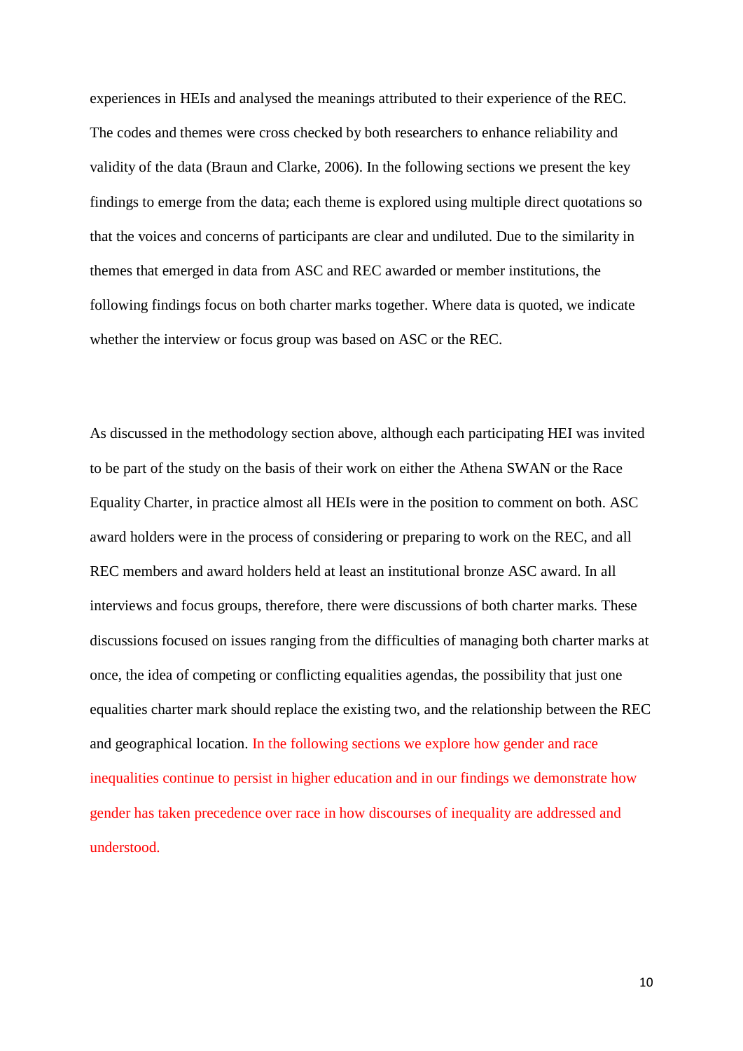experiences in HEIs and analysed the meanings attributed to their experience of the REC. The codes and themes were cross checked by both researchers to enhance reliability and validity of the data (Braun and Clarke, 2006). In the following sections we present the key findings to emerge from the data; each theme is explored using multiple direct quotations so that the voices and concerns of participants are clear and undiluted. Due to the similarity in themes that emerged in data from ASC and REC awarded or member institutions, the following findings focus on both charter marks together. Where data is quoted, we indicate whether the interview or focus group was based on ASC or the REC.

As discussed in the methodology section above, although each participating HEI was invited to be part of the study on the basis of their work on either the Athena SWAN or the Race Equality Charter, in practice almost all HEIs were in the position to comment on both. ASC award holders were in the process of considering or preparing to work on the REC, and all REC members and award holders held at least an institutional bronze ASC award. In all interviews and focus groups, therefore, there were discussions of both charter marks. These discussions focused on issues ranging from the difficulties of managing both charter marks at once, the idea of competing or conflicting equalities agendas, the possibility that just one equalities charter mark should replace the existing two, and the relationship between the REC and geographical location. In the following sections we explore how gender and race inequalities continue to persist in higher education and in our findings we demonstrate how gender has taken precedence over race in how discourses of inequality are addressed and understood.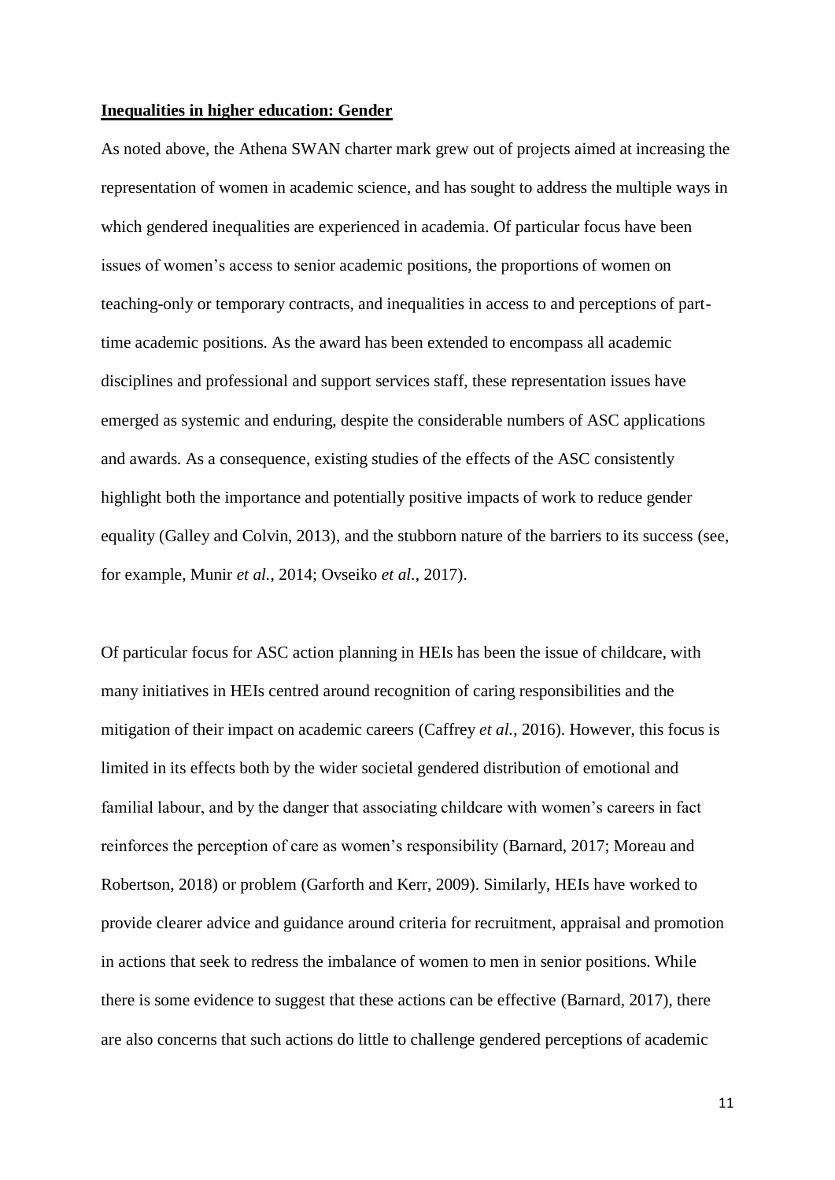**Inequalities in higher education: Gender**

As noted above, the Athena SWAN charter mark grew out of projects aimed at increasing the representation of women in academic science, and has sought to address the multiple ways in which gendered inequalities are experienced in academia. Of particular focus have been issues of women's access to senior academic positions, the proportions of women on teaching-only or temporary contracts, and inequalities in access to and perceptions of part-time academic positions. As the award has been extended to encompass all academic disciplines and professional and support services staff, these representation issues have emerged as systemic and enduring, despite the considerable numbers of ASC applications and awards. As a consequence, existing studies of the effects of the ASC consistently highlight both the importance and potentially positive impacts of work to reduce gender equality (Galley and Colvin, 2013), and the stubborn nature of the barriers to its success (see, for example, Munir *et al.*, 2014; Ovseiko *et al.*, 2017).

Of particular focus for ASC action planning in HEIs has been the issue of childcare, with many initiatives in HEIs centred around recognition of caring responsibilities and the mitigation of their impact on academic careers (Caffrey *et al.*, 2016). However, this focus is limited in its effects both by the wider societal gendered distribution of emotional and familial labour, and by the danger that associating childcare with women's careers in fact reinforces the perception of care as women's responsibility (Barnard, 2017; Moreau and Robertson, 2018) or problem (Garforth and Kerr, 2009). Similarly, HEIs have worked to provide clearer advice and guidance around criteria for recruitment, appraisal and promotion in actions that seek to redress the imbalance of women to men in senior positions. While there is some evidence to suggest that these actions can be effective (Barnard, 2017), there are also concerns that such actions do little to challenge gendered perceptions of academic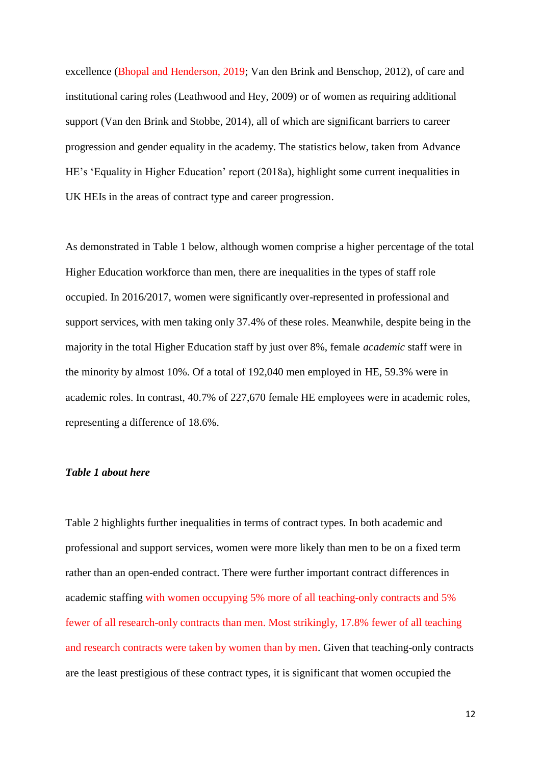excellence (Bhopal and Henderson, 2019; Van den Brink and Benschop, 2012), of care and institutional caring roles (Leathwood and Hey, 2009) or of women as requiring additional support (Van den Brink and Stobbe, 2014), all of which are significant barriers to career progression and gender equality in the academy. The statistics below, taken from Advance HE's 'Equality in Higher Education' report (2018a), highlight some current inequalities in UK HEIs in the areas of contract type and career progression.

As demonstrated in Table 1 below, although women comprise a higher percentage of the total Higher Education workforce than men, there are inequalities in the types of staff role occupied. In 2016/2017, women were significantly over-represented in professional and support services, with men taking only 37.4% of these roles. Meanwhile, despite being in the majority in the total Higher Education staff by just over 8%, female *academic* staff were in the minority by almost 10%. Of a total of 192,040 men employed in HE, 59.3% were in academic roles. In contrast, 40.7% of 227,670 female HE employees were in academic roles, representing a difference of 18.6%.

***Table 1 about here***

Table 2 highlights further inequalities in terms of contract types. In both academic and professional and support services, women were more likely than men to be on a fixed term rather than an open-ended contract. There were further important contract differences in academic staffing with women occupying 5% more of all teaching-only contracts and 5% fewer of all research-only contracts than men. Most strikingly, 17.8% fewer of all teaching and research contracts were taken by women than by men. Given that teaching-only contracts are the least prestigious of these contract types, it is significant that women occupied the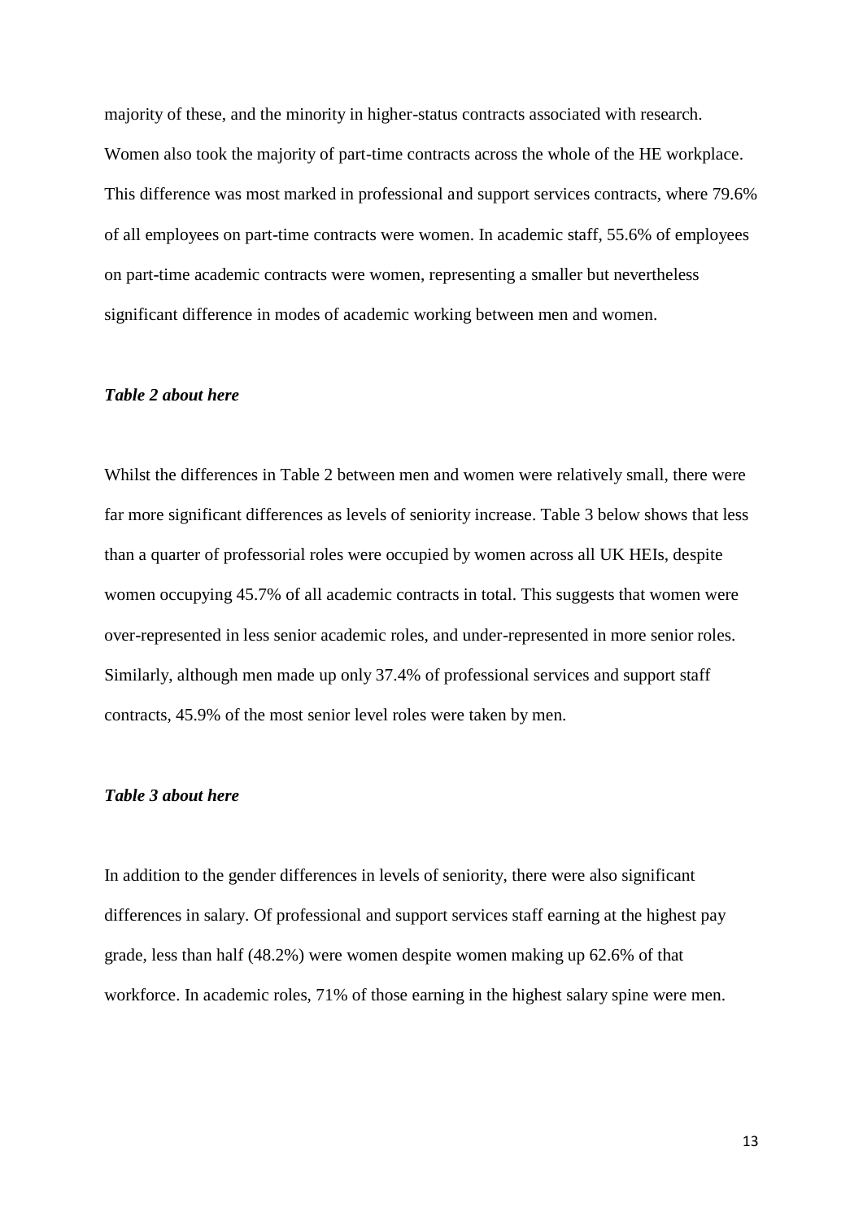majority of these, and the minority in higher-status contracts associated with research. Women also took the majority of part-time contracts across the whole of the HE workplace. This difference was most marked in professional and support services contracts, where 79.6% of all employees on part-time contracts were women. In academic staff, 55.6% of employees on part-time academic contracts were women, representing a smaller but nevertheless significant difference in modes of academic working between men and women.

***Table 2 about here***

Whilst the differences in Table 2 between men and women were relatively small, there were far more significant differences as levels of seniority increase. Table 3 below shows that less than a quarter of professorial roles were occupied by women across all UK HEIs, despite women occupying 45.7% of all academic contracts in total. This suggests that women were over-represented in less senior academic roles, and under-represented in more senior roles. Similarly, although men made up only 37.4% of professional services and support staff contracts, 45.9% of the most senior level roles were taken by men.

***Table 3 about here***

In addition to the gender differences in levels of seniority, there were also significant differences in salary. Of professional and support services staff earning at the highest pay grade, less than half (48.2%) were women despite women making up 62.6% of that workforce. In academic roles, 71% of those earning in the highest salary spine were men.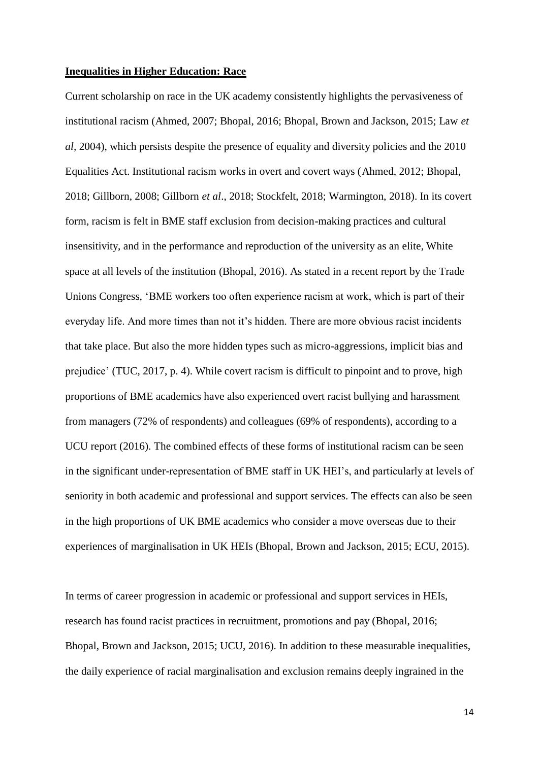## **Inequalities in Higher Education: Race**

Current scholarship on race in the UK academy consistently highlights the pervasiveness of institutional racism (Ahmed, 2007; Bhopal, 2016; Bhopal, Brown and Jackson, 2015; Law *et al*, 2004), which persists despite the presence of equality and diversity policies and the 2010 Equalities Act. Institutional racism works in overt and covert ways (Ahmed, 2012; Bhopal, 2018; Gillborn, 2008; Gillborn *et al*., 2018; Stockfelt, 2018; Warmington, 2018). In its covert form, racism is felt in BME staff exclusion from decision-making practices and cultural insensitivity, and in the performance and reproduction of the university as an elite, White space at all levels of the institution (Bhopal, 2016). As stated in a recent report by the Trade Unions Congress, 'BME workers too often experience racism at work, which is part of their everyday life. And more times than not it's hidden. There are more obvious racist incidents that take place. But also the more hidden types such as micro-aggressions, implicit bias and prejudice' (TUC, 2017, p. 4). While covert racism is difficult to pinpoint and to prove, high proportions of BME academics have also experienced overt racist bullying and harassment from managers (72% of respondents) and colleagues (69% of respondents), according to a UCU report (2016). The combined effects of these forms of institutional racism can be seen in the significant under-representation of BME staff in UK HEI's, and particularly at levels of seniority in both academic and professional and support services. The effects can also be seen in the high proportions of UK BME academics who consider a move overseas due to their experiences of marginalisation in UK HEIs (Bhopal, Brown and Jackson, 2015; ECU, 2015).

In terms of career progression in academic or professional and support services in HEIs, research has found racist practices in recruitment, promotions and pay (Bhopal, 2016; Bhopal, Brown and Jackson, 2015; UCU, 2016). In addition to these measurable inequalities, the daily experience of racial marginalisation and exclusion remains deeply ingrained in the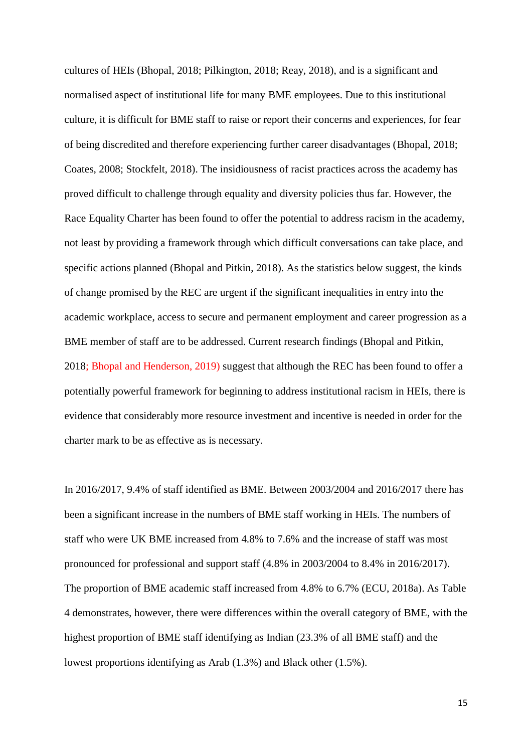cultures of HEIs (Bhopal, 2018; Pilkington, 2018; Reay, 2018), and is a significant and normalised aspect of institutional life for many BME employees. Due to this institutional culture, it is difficult for BME staff to raise or report their concerns and experiences, for fear of being discredited and therefore experiencing further career disadvantages (Bhopal, 2018; Coates, 2008; Stockfelt, 2018). The insidiousness of racist practices across the academy has proved difficult to challenge through equality and diversity policies thus far. However, the Race Equality Charter has been found to offer the potential to address racism in the academy, not least by providing a framework through which difficult conversations can take place, and specific actions planned (Bhopal and Pitkin, 2018). As the statistics below suggest, the kinds of change promised by the REC are urgent if the significant inequalities in entry into the academic workplace, access to secure and permanent employment and career progression as a BME member of staff are to be addressed. Current research findings (Bhopal and Pitkin, 2018; Bhopal and Henderson, 2019) suggest that although the REC has been found to offer a potentially powerful framework for beginning to address institutional racism in HEIs, there is evidence that considerably more resource investment and incentive is needed in order for the charter mark to be as effective as is necessary.

In 2016/2017, 9.4% of staff identified as BME. Between 2003/2004 and 2016/2017 there has been a significant increase in the numbers of BME staff working in HEIs. The numbers of staff who were UK BME increased from 4.8% to 7.6% and the increase of staff was most pronounced for professional and support staff (4.8% in 2003/2004 to 8.4% in 2016/2017). The proportion of BME academic staff increased from 4.8% to 6.7% (ECU, 2018a). As Table 4 demonstrates, however, there were differences within the overall category of BME, with the highest proportion of BME staff identifying as Indian (23.3% of all BME staff) and the lowest proportions identifying as Arab (1.3%) and Black other (1.5%).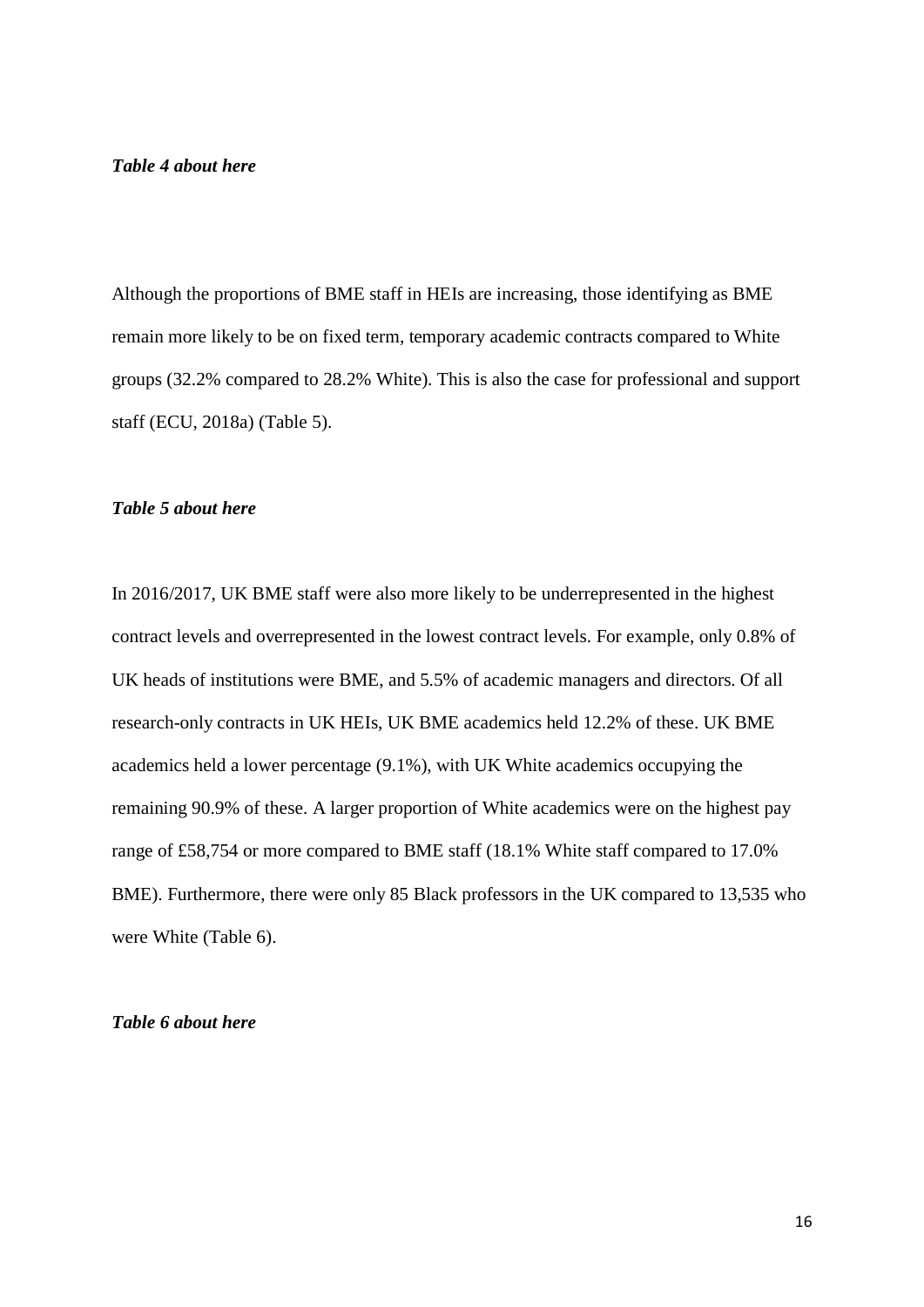***Table 4 about here***

Although the proportions of BME staff in HEIs are increasing, those identifying as BME remain more likely to be on fixed term, temporary academic contracts compared to White groups (32.2% compared to 28.2% White). This is also the case for professional and support staff (ECU, 2018a) (Table 5).

***Table 5 about here***

In 2016/2017, UK BME staff were also more likely to be underrepresented in the highest contract levels and overrepresented in the lowest contract levels. For example, only 0.8% of UK heads of institutions were BME, and 5.5% of academic managers and directors. Of all research-only contracts in UK HEIs, UK BME academics held 12.2% of these. UK BME academics held a lower percentage (9.1%), with UK White academics occupying the remaining 90.9% of these. A larger proportion of White academics were on the highest pay range of £58,754 or more compared to BME staff (18.1% White staff compared to 17.0% BME). Furthermore, there were only 85 Black professors in the UK compared to 13,535 who were White (Table 6).

***Table 6 about here***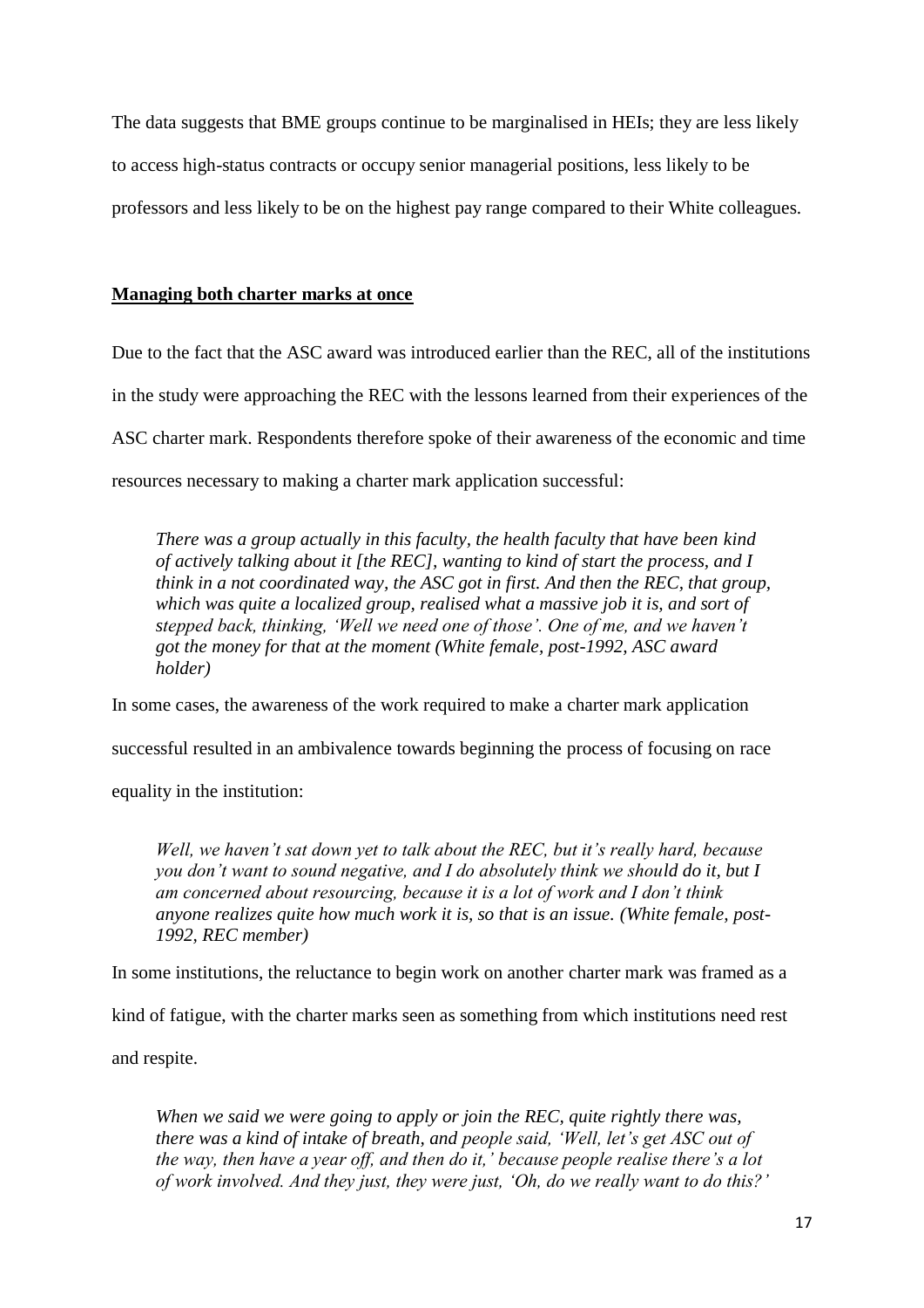The data suggests that BME groups continue to be marginalised in HEIs; they are less likely to access high-status contracts or occupy senior managerial positions, less likely to be professors and less likely to be on the highest pay range compared to their White colleagues.

**Managing both charter marks at once**

Due to the fact that the ASC award was introduced earlier than the REC, all of the institutions in the study were approaching the REC with the lessons learned from their experiences of the ASC charter mark. Respondents therefore spoke of their awareness of the economic and time resources necessary to making a charter mark application successful:

> *There was a group actually in this faculty, the health faculty that have been kind of actively talking about it [the REC], wanting to kind of start the process, and I think in a not coordinated way, the ASC got in first. And then the REC, that group, which was quite a localized group, realised what a massive job it is, and sort of stepped back, thinking, 'Well we need one of those'. One of me, and we haven't got the money for that at the moment (White female, post-1992, ASC award holder)*

In some cases, the awareness of the work required to make a charter mark application successful resulted in an ambivalence towards beginning the process of focusing on race equality in the institution:

> *Well, we haven't sat down yet to talk about the REC, but it's really hard, because you don't want to sound negative, and I do absolutely think we should do it, but I am concerned about resourcing, because it is a lot of work and I don't think anyone realizes quite how much work it is, so that is an issue. (White female, post-1992, REC member)*

In some institutions, the reluctance to begin work on another charter mark was framed as a kind of fatigue, with the charter marks seen as something from which institutions need rest and respite.

> *When we said we were going to apply or join the REC, quite rightly there was, there was a kind of intake of breath, and people said, 'Well, let's get ASC out of the way, then have a year off, and then do it,' because people realise there's a lot of work involved. And they just, they were just, 'Oh, do we really want to do this?'*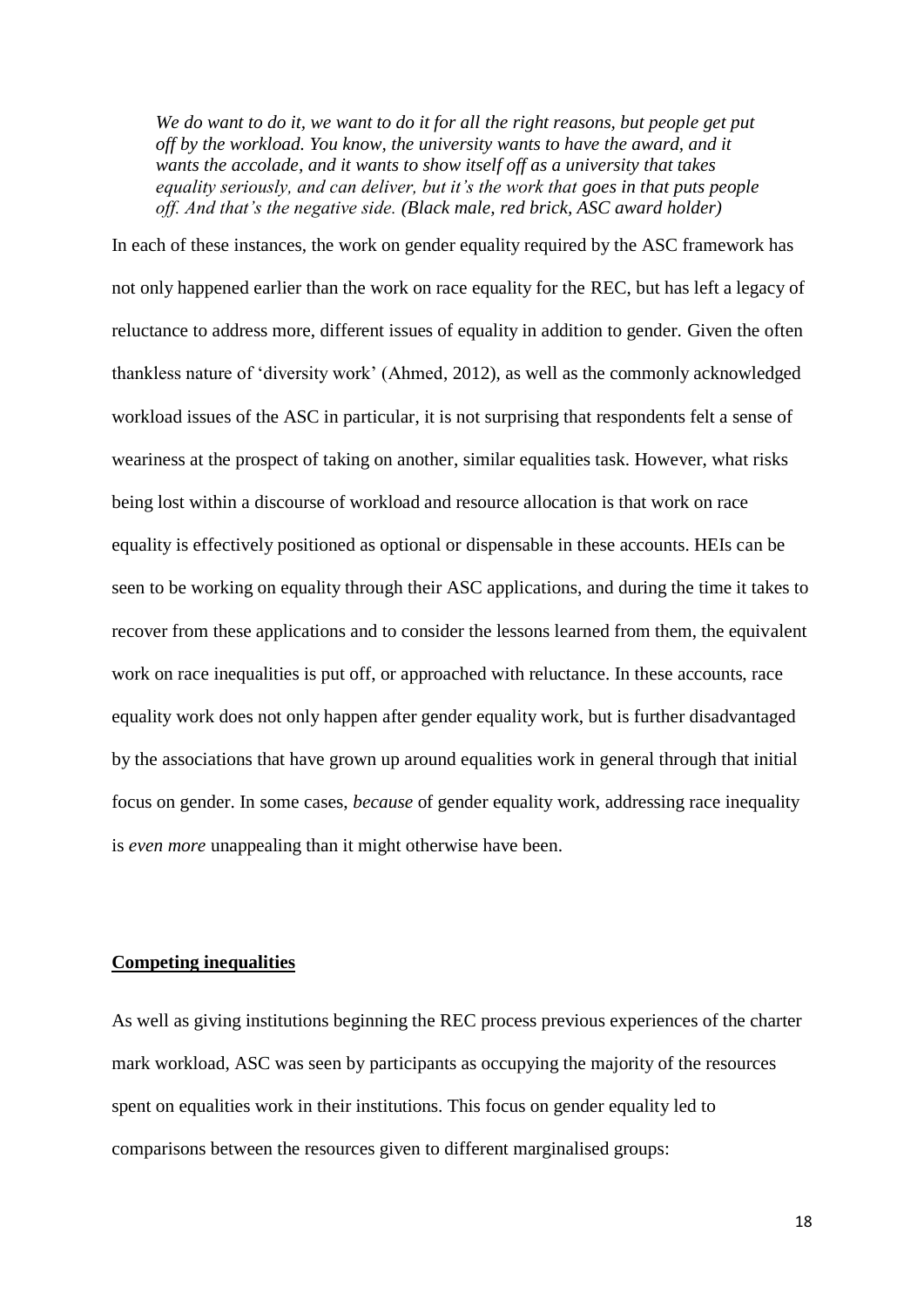> *We do want to do it, we want to do it for all the right reasons, but people get put off by the workload. You know, the university wants to have the award, and it wants the accolade, and it wants to show itself off as a university that takes equality seriously, and can deliver, but it's the work that goes in that puts people off. And that's the negative side. (Black male, red brick, ASC award holder)*

In each of these instances, the work on gender equality required by the ASC framework has not only happened earlier than the work on race equality for the REC, but has left a legacy of reluctance to address more, different issues of equality in addition to gender. Given the often thankless nature of 'diversity work' (Ahmed, 2012), as well as the commonly acknowledged workload issues of the ASC in particular, it is not surprising that respondents felt a sense of weariness at the prospect of taking on another, similar equalities task. However, what risks being lost within a discourse of workload and resource allocation is that work on race equality is effectively positioned as optional or dispensable in these accounts. HEIs can be seen to be working on equality through their ASC applications, and during the time it takes to recover from these applications and to consider the lessons learned from them, the equivalent work on race inequalities is put off, or approached with reluctance. In these accounts, race equality work does not only happen after gender equality work, but is further disadvantaged by the associations that have grown up around equalities work in general through that initial focus on gender. In some cases, *because* of gender equality work, addressing race inequality is *even more* unappealing than it might otherwise have been.

## Competing inequalities

As well as giving institutions beginning the REC process previous experiences of the charter mark workload, ASC was seen by participants as occupying the majority of the resources spent on equalities work in their institutions. This focus on gender equality led to comparisons between the resources given to different marginalised groups: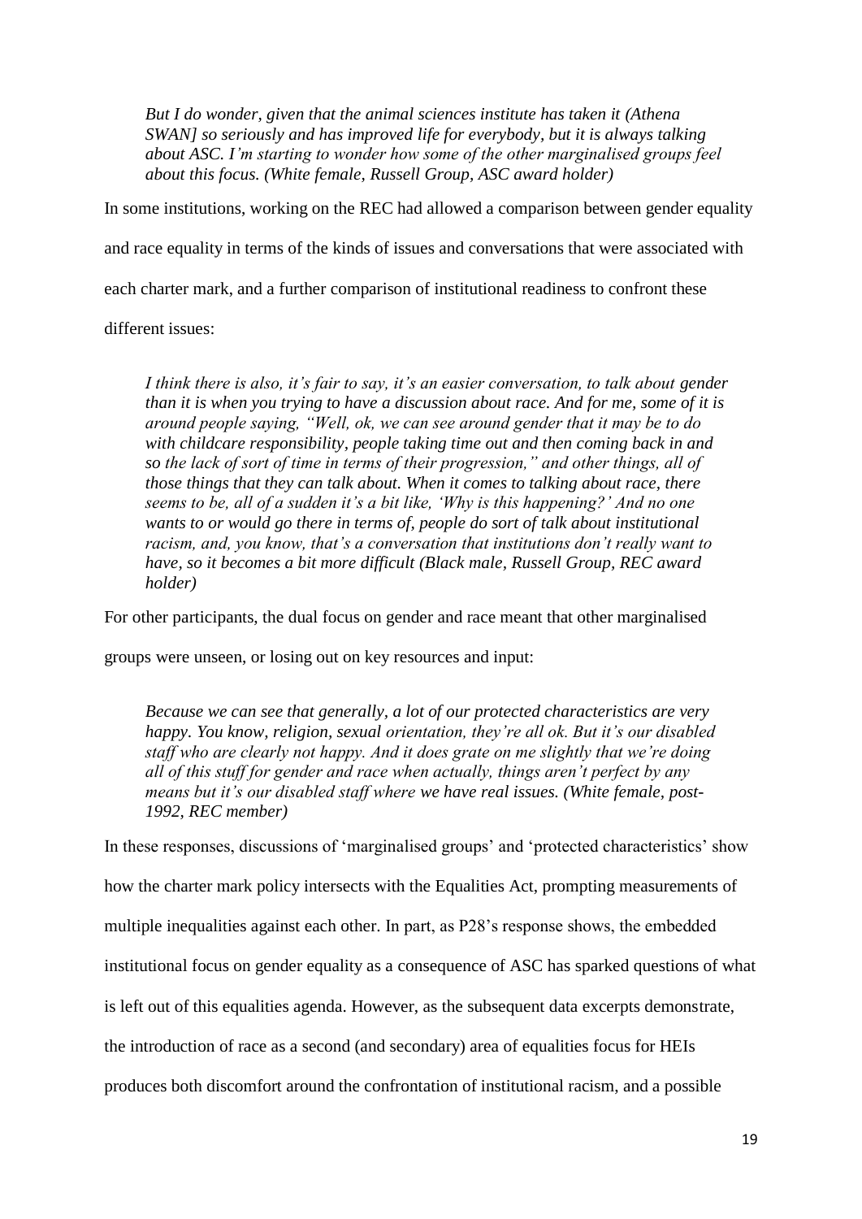> *But I do wonder, given that the animal sciences institute has taken it (Athena SWAN] so seriously and has improved life for everybody, but it is always talking about ASC. I'm starting to wonder how some of the other marginalised groups feel about this focus. (White female, Russell Group, ASC award holder)*

In some institutions, working on the REC had allowed a comparison between gender equality and race equality in terms of the kinds of issues and conversations that were associated with each charter mark, and a further comparison of institutional readiness to confront these different issues:

> *I think there is also, it's fair to say, it's an easier conversation, to talk about gender than it is when you trying to have a discussion about race. And for me, some of it is around people saying, "Well, ok, we can see around gender that it may be to do with childcare responsibility, people taking time out and then coming back in and so the lack of sort of time in terms of their progression," and other things, all of those things that they can talk about. When it comes to talking about race, there seems to be, all of a sudden it's a bit like, 'Why is this happening?' And no one wants to or would go there in terms of, people do sort of talk about institutional racism, and, you know, that's a conversation that institutions don't really want to have, so it becomes a bit more difficult (Black male, Russell Group, REC award holder)*

For other participants, the dual focus on gender and race meant that other marginalised groups were unseen, or losing out on key resources and input:

> *Because we can see that generally, a lot of our protected characteristics are very happy. You know, religion, sexual orientation, they're all ok. But it's our disabled staff who are clearly not happy. And it does grate on me slightly that we're doing all of this stuff for gender and race when actually, things aren't perfect by any means but it's our disabled staff where we have real issues. (White female, post-1992, REC member)*

In these responses, discussions of 'marginalised groups' and 'protected characteristics' show how the charter mark policy intersects with the Equalities Act, prompting measurements of multiple inequalities against each other. In part, as P28's response shows, the embedded institutional focus on gender equality as a consequence of ASC has sparked questions of what is left out of this equalities agenda. However, as the subsequent data excerpts demonstrate, the introduction of race as a second (and secondary) area of equalities focus for HEIs produces both discomfort around the confrontation of institutional racism, and a possible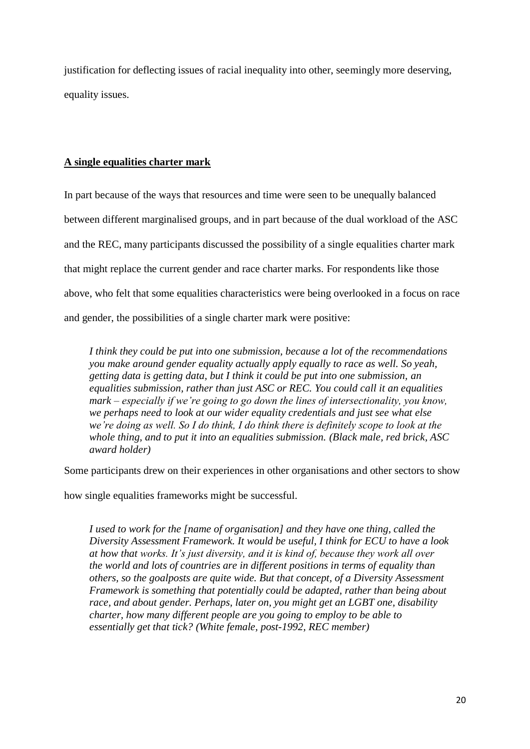justification for deflecting issues of racial inequality into other, seemingly more deserving, equality issues.

## **A single equalities charter mark**

In part because of the ways that resources and time were seen to be unequally balanced between different marginalised groups, and in part because of the dual workload of the ASC and the REC, many participants discussed the possibility of a single equalities charter mark that might replace the current gender and race charter marks. For respondents like those above, who felt that some equalities characteristics were being overlooked in a focus on race and gender, the possibilities of a single charter mark were positive:

> *I think they could be put into one submission, because a lot of the recommendations you make around gender equality actually apply equally to race as well. So yeah, getting data is getting data, but I think it could be put into one submission, an equalities submission, rather than just ASC or REC. You could call it an equalities mark – especially if we're going to go down the lines of intersectionality, you know, we perhaps need to look at our wider equality credentials and just see what else we're doing as well. So I do think, I do think there is definitely scope to look at the whole thing, and to put it into an equalities submission. (Black male, red brick, ASC award holder)*

Some participants drew on their experiences in other organisations and other sectors to show how single equalities frameworks might be successful.

> *I used to work for the [name of organisation] and they have one thing, called the Diversity Assessment Framework. It would be useful, I think for ECU to have a look at how that works. It's just diversity, and it is kind of, because they work all over the world and lots of countries are in different positions in terms of equality than others, so the goalposts are quite wide. But that concept, of a Diversity Assessment Framework is something that potentially could be adapted, rather than being about race, and about gender. Perhaps, later on, you might get an LGBT one, disability charter, how many different people are you going to employ to be able to essentially get that tick? (White female, post-1992, REC member)*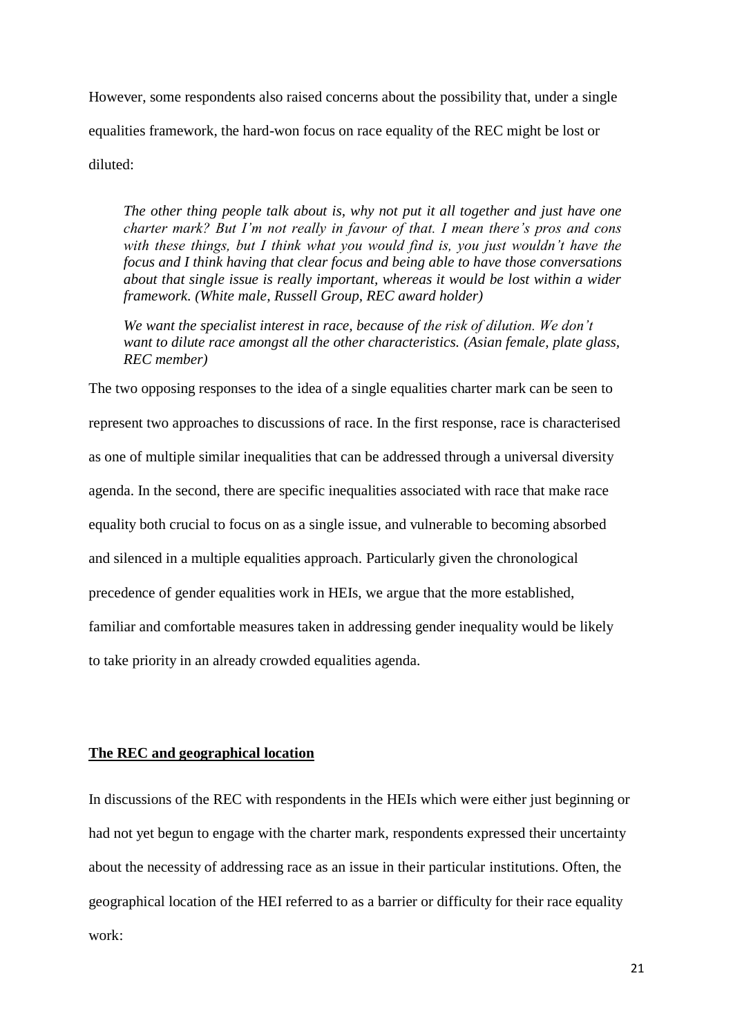However, some respondents also raised concerns about the possibility that, under a single equalities framework, the hard-won focus on race equality of the REC might be lost or diluted:

> *The other thing people talk about is, why not put it all together and just have one charter mark? But I'm not really in favour of that. I mean there's pros and cons with these things, but I think what you would find is, you just wouldn't have the focus and I think having that clear focus and being able to have those conversations about that single issue is really important, whereas it would be lost within a wider framework. (White male, Russell Group, REC award holder)*

> *We want the specialist interest in race, because of the risk of dilution. We don't want to dilute race amongst all the other characteristics. (Asian female, plate glass, REC member)*

The two opposing responses to the idea of a single equalities charter mark can be seen to represent two approaches to discussions of race. In the first response, race is characterised as one of multiple similar inequalities that can be addressed through a universal diversity agenda. In the second, there are specific inequalities associated with race that make race equality both crucial to focus on as a single issue, and vulnerable to becoming absorbed and silenced in a multiple equalities approach. Particularly given the chronological precedence of gender equalities work in HEIs, we argue that the more established, familiar and comfortable measures taken in addressing gender inequality would be likely to take priority in an already crowded equalities agenda.

## **The REC and geographical location**

In discussions of the REC with respondents in the HEIs which were either just beginning or had not yet begun to engage with the charter mark, respondents expressed their uncertainty about the necessity of addressing race as an issue in their particular institutions. Often, the geographical location of the HEI referred to as a barrier or difficulty for their race equality work: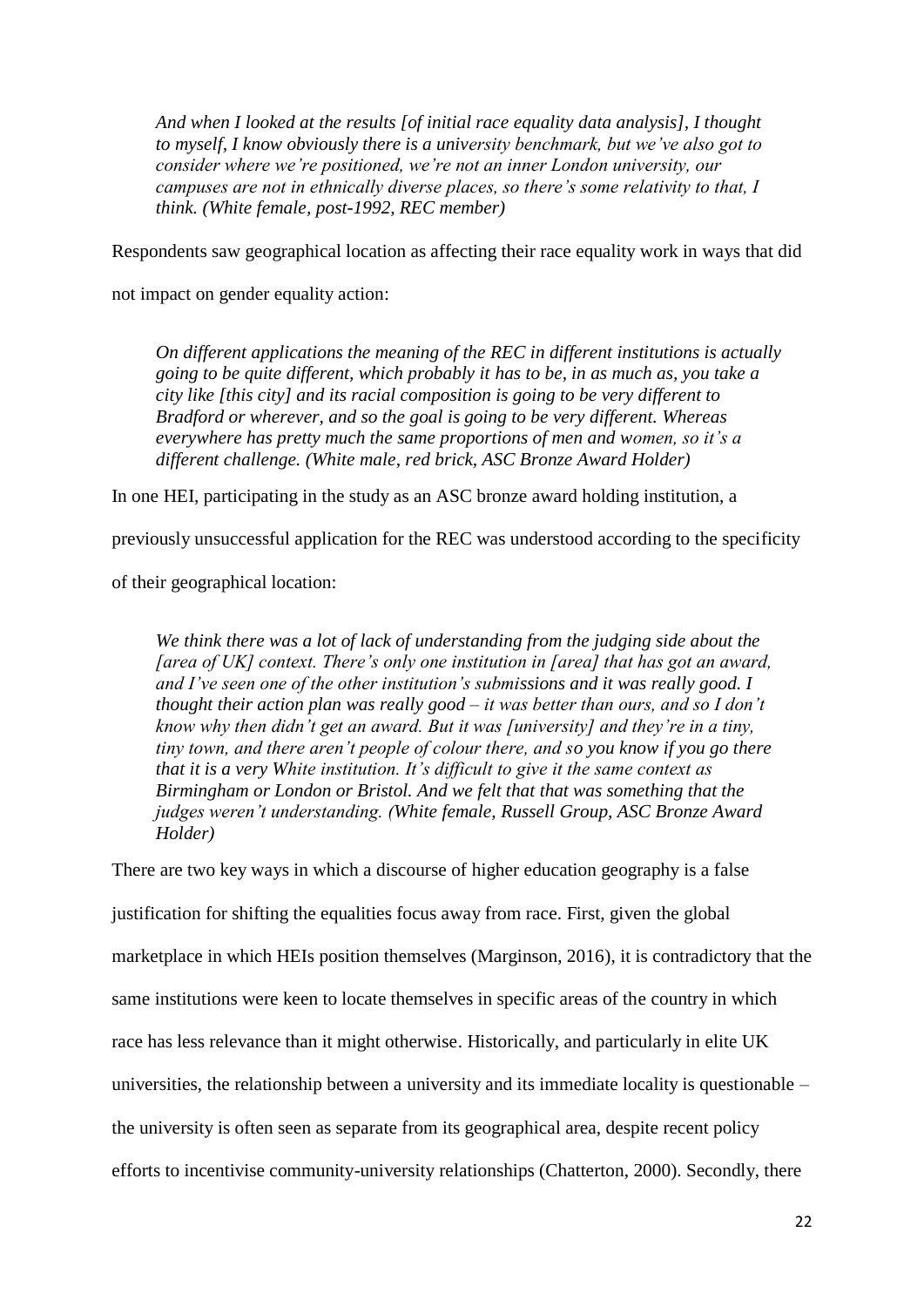> *And when I looked at the results [of initial race equality data analysis], I thought to myself, I know obviously there is a university benchmark, but we've also got to consider where we're positioned, we're not an inner London university, our campuses are not in ethnically diverse places, so there's some relativity to that, I think. (White female, post-1992, REC member)*

Respondents saw geographical location as affecting their race equality work in ways that did not impact on gender equality action:

> *On different applications the meaning of the REC in different institutions is actually going to be quite different, which probably it has to be, in as much as, you take a city like [this city] and its racial composition is going to be very different to Bradford or wherever, and so the goal is going to be very different. Whereas everywhere has pretty much the same proportions of men and women, so it's a different challenge. (White male, red brick, ASC Bronze Award Holder)*

In one HEI, participating in the study as an ASC bronze award holding institution, a previously unsuccessful application for the REC was understood according to the specificity of their geographical location:

> *We think there was a lot of lack of understanding from the judging side about the [area of UK] context. There's only one institution in [area] that has got an award, and I've seen one of the other institution's submissions and it was really good. I thought their action plan was really good – it was better than ours, and so I don't know why then didn't get an award. But it was [university] and they're in a tiny, tiny town, and there aren't people of colour there, and so you know if you go there that it is a very White institution. It's difficult to give it the same context as Birmingham or London or Bristol. And we felt that that was something that the judges weren't understanding. (White female, Russell Group, ASC Bronze Award Holder)*

There are two key ways in which a discourse of higher education geography is a false justification for shifting the equalities focus away from race. First, given the global marketplace in which HEIs position themselves (Marginson, 2016), it is contradictory that the same institutions were keen to locate themselves in specific areas of the country in which race has less relevance than it might otherwise. Historically, and particularly in elite UK universities, the relationship between a university and its immediate locality is questionable – the university is often seen as separate from its geographical area, despite recent policy efforts to incentivise community-university relationships (Chatterton, 2000). Secondly, there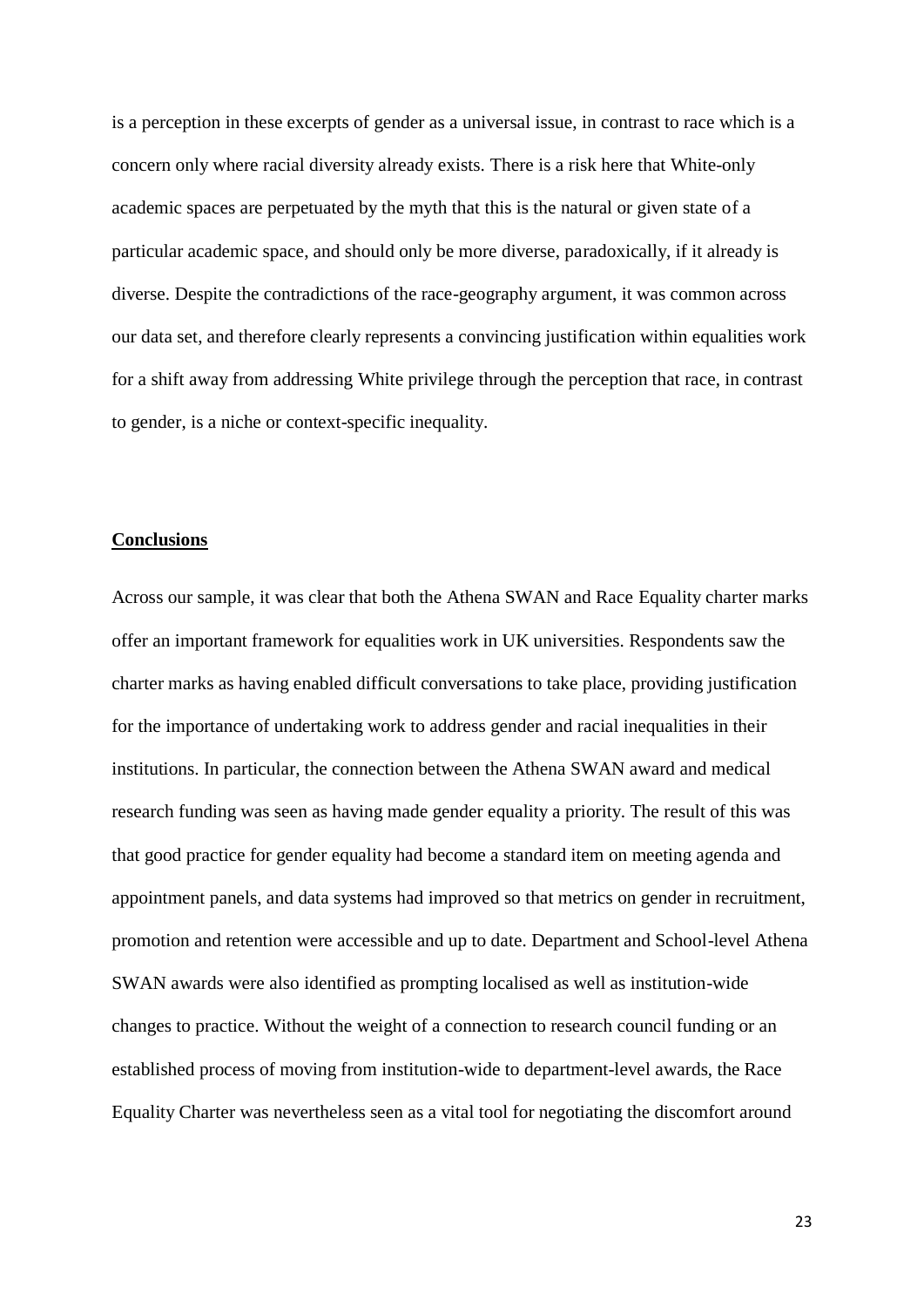is a perception in these excerpts of gender as a universal issue, in contrast to race which is a concern only where racial diversity already exists. There is a risk here that White-only academic spaces are perpetuated by the myth that this is the natural or given state of a particular academic space, and should only be more diverse, paradoxically, if it already is diverse. Despite the contradictions of the race-geography argument, it was common across our data set, and therefore clearly represents a convincing justification within equalities work for a shift away from addressing White privilege through the perception that race, in contrast to gender, is a niche or context-specific inequality.

## Conclusions

Across our sample, it was clear that both the Athena SWAN and Race Equality charter marks offer an important framework for equalities work in UK universities. Respondents saw the charter marks as having enabled difficult conversations to take place, providing justification for the importance of undertaking work to address gender and racial inequalities in their institutions. In particular, the connection between the Athena SWAN award and medical research funding was seen as having made gender equality a priority. The result of this was that good practice for gender equality had become a standard item on meeting agenda and appointment panels, and data systems had improved so that metrics on gender in recruitment, promotion and retention were accessible and up to date. Department and School-level Athena SWAN awards were also identified as prompting localised as well as institution-wide changes to practice. Without the weight of a connection to research council funding or an established process of moving from institution-wide to department-level awards, the Race Equality Charter was nevertheless seen as a vital tool for negotiating the discomfort around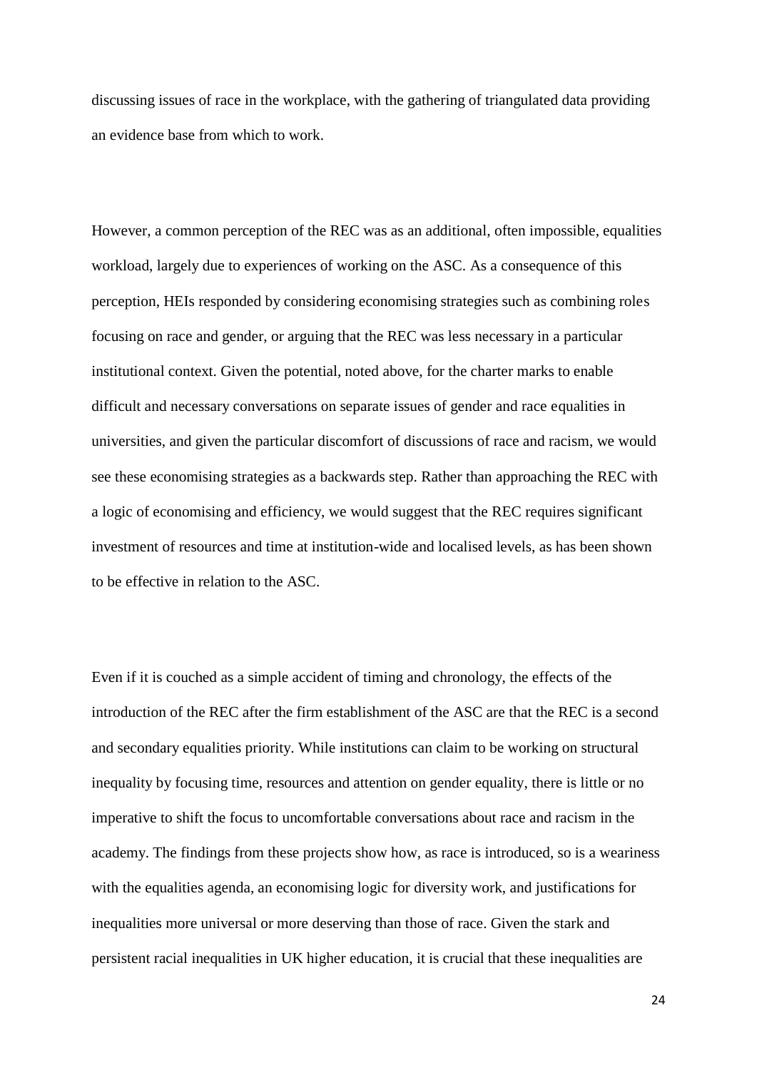discussing issues of race in the workplace, with the gathering of triangulated data providing an evidence base from which to work.

However, a common perception of the REC was as an additional, often impossible, equalities workload, largely due to experiences of working on the ASC. As a consequence of this perception, HEIs responded by considering economising strategies such as combining roles focusing on race and gender, or arguing that the REC was less necessary in a particular institutional context. Given the potential, noted above, for the charter marks to enable difficult and necessary conversations on separate issues of gender and race equalities in universities, and given the particular discomfort of discussions of race and racism, we would see these economising strategies as a backwards step. Rather than approaching the REC with a logic of economising and efficiency, we would suggest that the REC requires significant investment of resources and time at institution-wide and localised levels, as has been shown to be effective in relation to the ASC.

Even if it is couched as a simple accident of timing and chronology, the effects of the introduction of the REC after the firm establishment of the ASC are that the REC is a second and secondary equalities priority. While institutions can claim to be working on structural inequality by focusing time, resources and attention on gender equality, there is little or no imperative to shift the focus to uncomfortable conversations about race and racism in the academy. The findings from these projects show how, as race is introduced, so is a weariness with the equalities agenda, an economising logic for diversity work, and justifications for inequalities more universal or more deserving than those of race. Given the stark and persistent racial inequalities in UK higher education, it is crucial that these inequalities are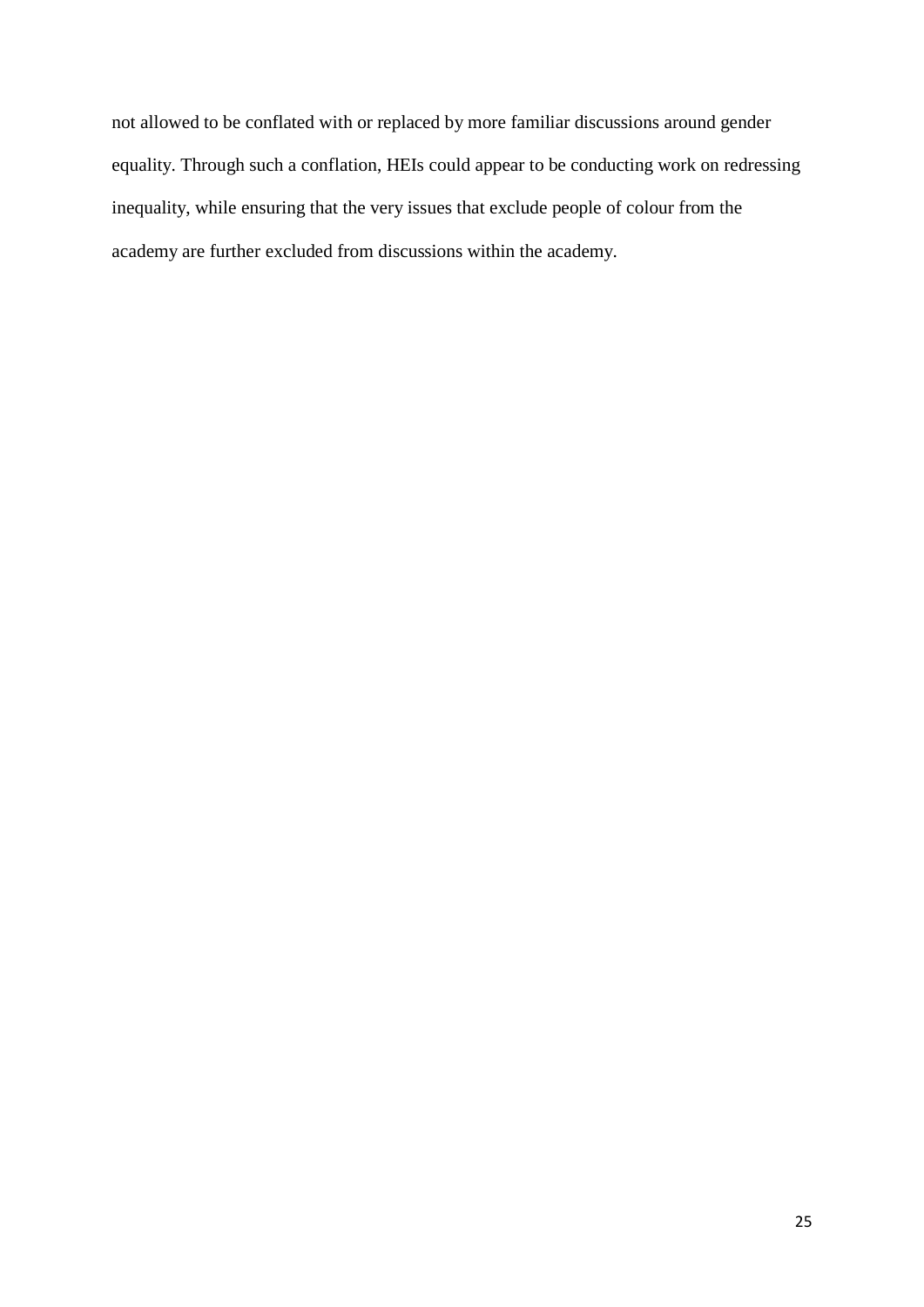not allowed to be conflated with or replaced by more familiar discussions around gender equality. Through such a conflation, HEIs could appear to be conducting work on redressing inequality, while ensuring that the very issues that exclude people of colour from the academy are further excluded from discussions within the academy.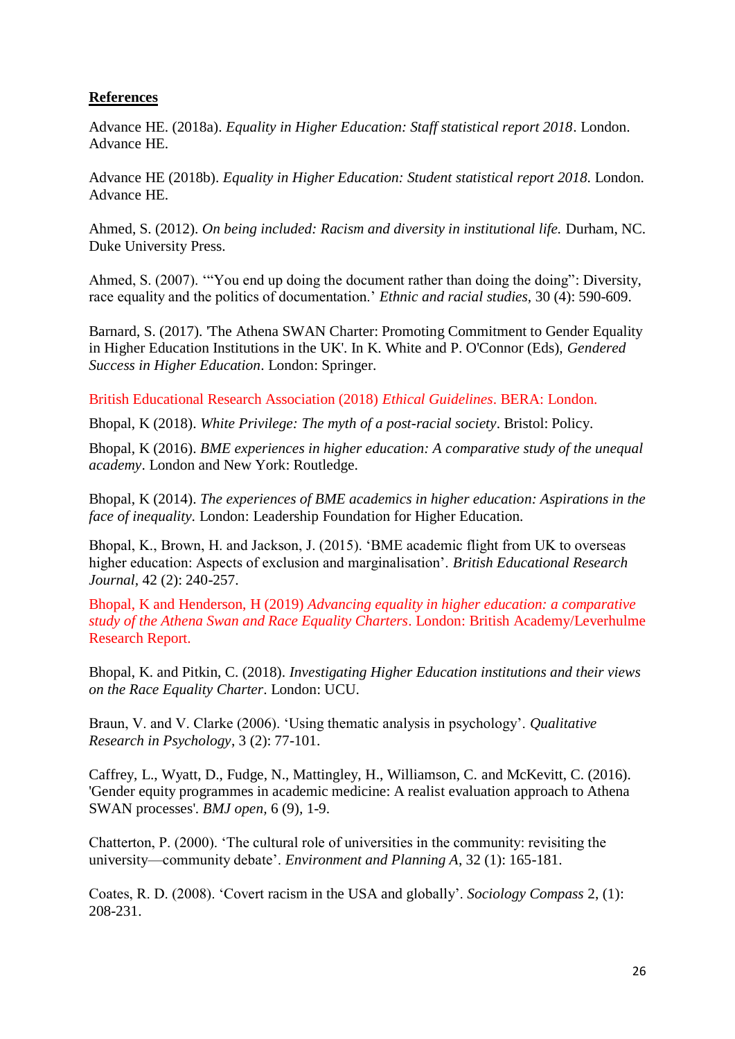**References**

Advance HE. (2018a). *Equality in Higher Education: Staff statistical report 2018*. London. Advance HE.

Advance HE (2018b). *Equality in Higher Education: Student statistical report 2018*. London. Advance HE.

Ahmed, S. (2012). *On being included: Racism and diversity in institutional life.* Durham, NC. Duke University Press.

Ahmed, S. (2007). '"You end up doing the document rather than doing the doing": Diversity, race equality and the politics of documentation.' *Ethnic and racial studies*, 30 (4): 590-609.

Barnard, S. (2017). 'The Athena SWAN Charter: Promoting Commitment to Gender Equality in Higher Education Institutions in the UK'. In K. White and P. O'Connor (Eds), *Gendered Success in Higher Education*. London: Springer.

British Educational Research Association (2018) *Ethical Guidelines*. BERA: London.

Bhopal, K (2018). *White Privilege: The myth of a post-racial society*. Bristol: Policy.

Bhopal, K (2016). *BME experiences in higher education: A comparative study of the unequal academy*. London and New York: Routledge.

Bhopal, K (2014). *The experiences of BME academics in higher education: Aspirations in the face of inequality*. London: Leadership Foundation for Higher Education.

Bhopal, K., Brown, H. and Jackson, J. (2015). 'BME academic flight from UK to overseas higher education: Aspects of exclusion and marginalisation'. *British Educational Research Journal*, 42 (2): 240-257.

Bhopal, K and Henderson, H (2019) *Advancing equality in higher education: a comparative study of the Athena Swan and Race Equality Charters*. London: British Academy/Leverhulme Research Report.

Bhopal, K. and Pitkin, C. (2018). *Investigating Higher Education institutions and their views on the Race Equality Charter*. London: UCU.

Braun, V. and V. Clarke (2006). 'Using thematic analysis in psychology'. *Qualitative Research in Psychology*, 3 (2): 77-101.

Caffrey, L., Wyatt, D., Fudge, N., Mattingley, H., Williamson, C. and McKevitt, C. (2016). 'Gender equity programmes in academic medicine: A realist evaluation approach to Athena SWAN processes'. *BMJ open*, 6 (9), 1-9.

Chatterton, P. (2000). 'The cultural role of universities in the community: revisiting the university—community debate'. *Environment and Planning A*, 32 (1): 165-181.

Coates, R. D. (2008). 'Covert racism in the USA and globally'. *Sociology Compass* 2, (1): 208-231.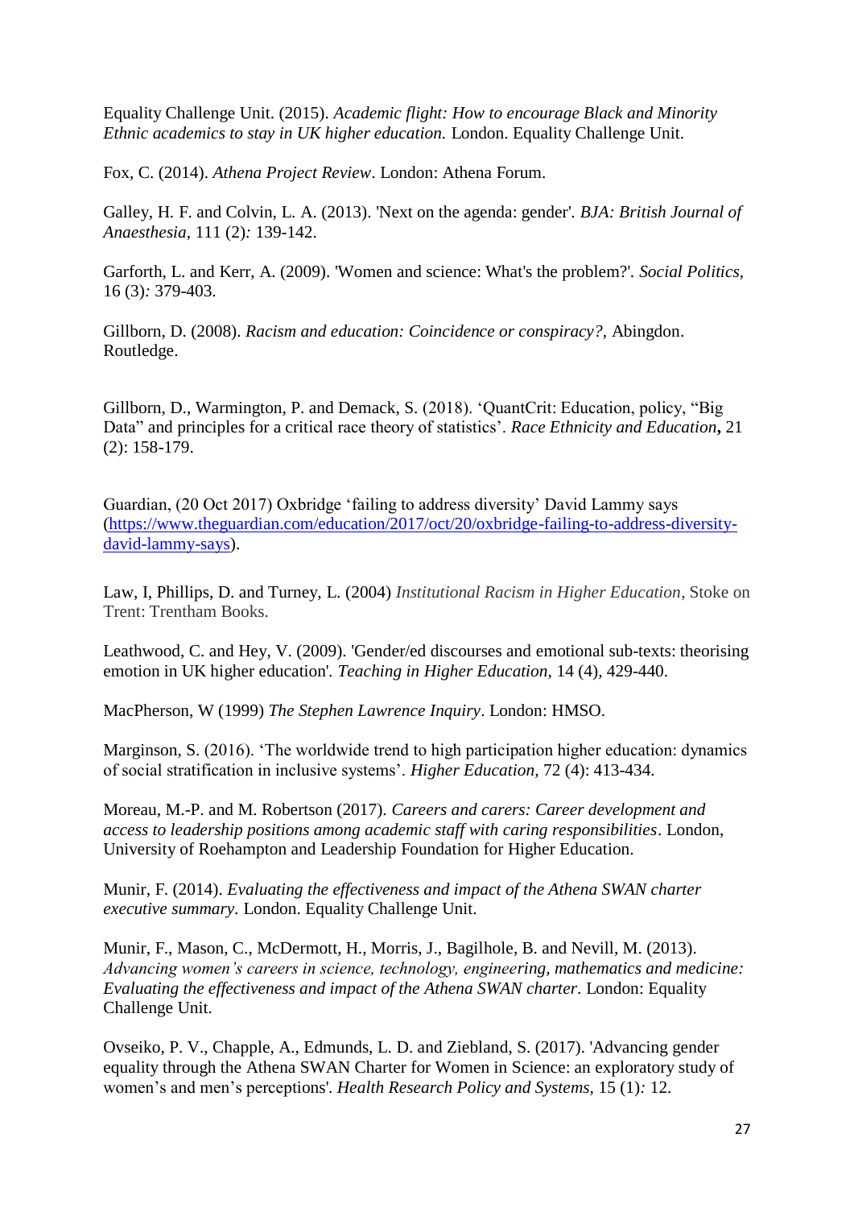Equality Challenge Unit. (2015). *Academic flight: How to encourage Black and Minority Ethnic academics to stay in UK higher education.* London. Equality Challenge Unit.

Fox, C. (2014). *Athena Project Review*. London: Athena Forum.

Galley, H. F. and Colvin, L. A. (2013). 'Next on the agenda: gender'. *BJA: British Journal of Anaesthesia*, 111 (2)*:* 139-142.

Garforth, L. and Kerr, A. (2009). 'Women and science: What's the problem?'. *Social Politics*, 16 (3)*:* 379-403.

Gillborn, D. (2008). *Racism and education: Coincidence or conspiracy?,* Abingdon. Routledge.

Gillborn, D., Warmington, P. and Demack, S. (2018). 'QuantCrit: Education, policy, "Big Data" and principles for a critical race theory of statistics'. *Race Ethnicity and Education***,** 21 (2): 158-179.

Guardian, (20 Oct 2017) Oxbridge 'failing to address diversity' David Lammy says (https://www.theguardian.com/education/2017/oct/20/oxbridge-failing-to-address-diversity-david-lammy-says).

Law, I, Phillips, D. and Turney, L. (2004) *Institutional Racism in Higher Education*, Stoke on Trent: Trentham Books.

Leathwood, C. and Hey, V. (2009). 'Gender/ed discourses and emotional sub-texts: theorising emotion in UK higher education'. *Teaching in Higher Education*, 14 (4), 429-440.

MacPherson, W (1999) *The Stephen Lawrence Inquiry*. London: HMSO.

Marginson, S. (2016). 'The worldwide trend to high participation higher education: dynamics of social stratification in inclusive systems'. *Higher Education*, 72 (4): 413-434.

Moreau, M.-P. and M. Robertson (2017). *Careers and carers: Career development and access to leadership positions among academic staff with caring responsibilities*. London, University of Roehampton and Leadership Foundation for Higher Education.

Munir, F. (2014). *Evaluating the effectiveness and impact of the Athena SWAN charter executive summary.* London. Equality Challenge Unit.

Munir, F., Mason, C., McDermott, H., Morris, J., Bagilhole, B. and Nevill, M. (2013). *Advancing women's careers in science, technology, engineering, mathematics and medicine: Evaluating the effectiveness and impact of the Athena SWAN charter.* London: Equality Challenge Unit.

Ovseiko, P. V., Chapple, A., Edmunds, L. D. and Ziebland, S. (2017). 'Advancing gender equality through the Athena SWAN Charter for Women in Science: an exploratory study of women's and men's perceptions'. *Health Research Policy and Systems*, 15 (1)*:* 12.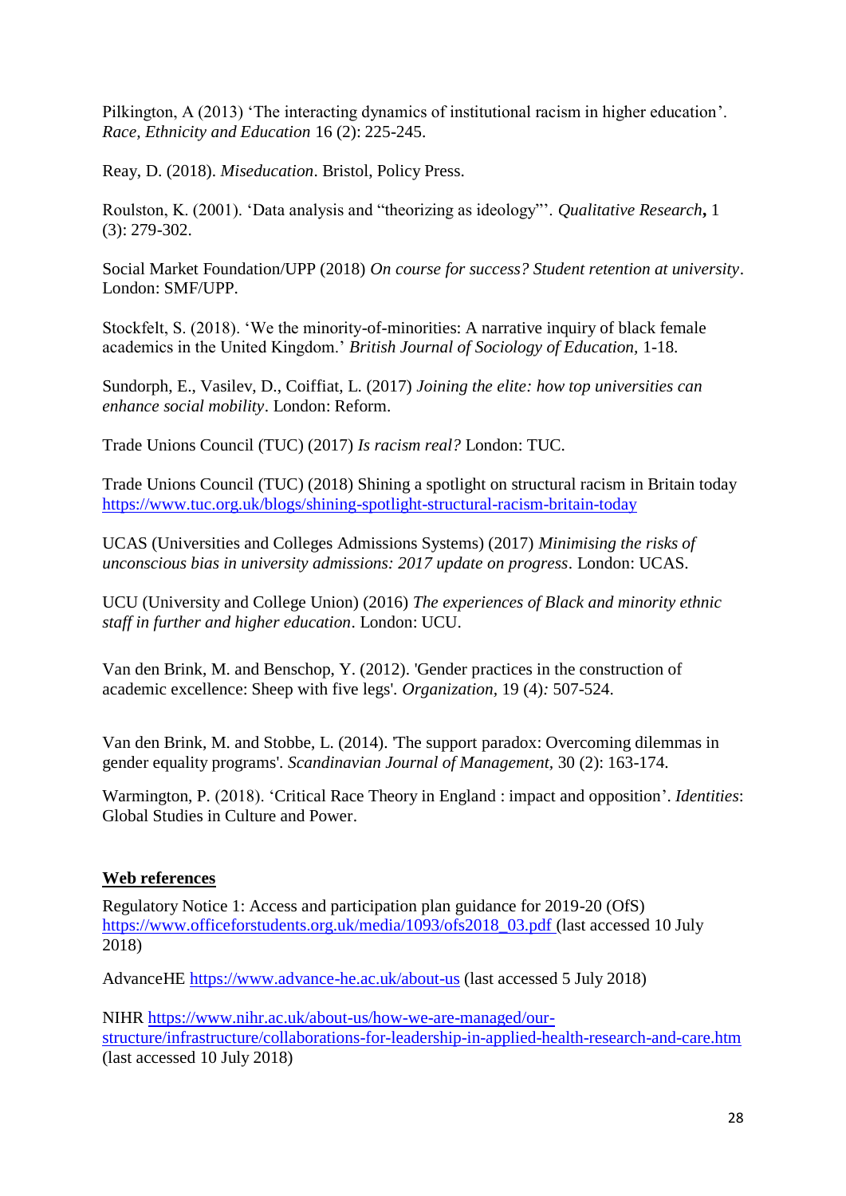Pilkington, A (2013) 'The interacting dynamics of institutional racism in higher education'. *Race, Ethnicity and Education* 16 (2): 225-245.

Reay, D. (2018). *Miseducation*. Bristol, Policy Press.

Roulston, K. (2001). 'Data analysis and "theorizing as ideology"'. *Qualitative Research*, 1 (3): 279-302.

Social Market Foundation/UPP (2018) *On course for success? Student retention at university*. London: SMF/UPP.

Stockfelt, S. (2018). 'We the minority-of-minorities: A narrative inquiry of black female academics in the United Kingdom.' *British Journal of Sociology of Education*, 1-18.

Sundorph, E., Vasilev, D., Coiffiat, L. (2017) *Joining the elite: how top universities can enhance social mobility*. London: Reform.

Trade Unions Council (TUC) (2017) *Is racism real?* London: TUC.

Trade Unions Council (TUC) (2018) Shining a spotlight on structural racism in Britain today https://www.tuc.org.uk/blogs/shining-spotlight-structural-racism-britain-today

UCAS (Universities and Colleges Admissions Systems) (2017) *Minimising the risks of unconscious bias in university admissions: 2017 update on progress*. London: UCAS.

UCU (University and College Union) (2016) *The experiences of Black and minority ethnic staff in further and higher education*. London: UCU.

Van den Brink, M. and Benschop, Y. (2012). 'Gender practices in the construction of academic excellence: Sheep with five legs'. *Organization*, 19 (4): 507-524.

Van den Brink, M. and Stobbe, L. (2014). 'The support paradox: Overcoming dilemmas in gender equality programs'. *Scandinavian Journal of Management*, 30 (2): 163-174.

Warmington, P. (2018). 'Critical Race Theory in England : impact and opposition'. *Identities*: Global Studies in Culture and Power.

## Web references

Regulatory Notice 1: Access and participation plan guidance for 2019-20 (OfS) https://www.officeforstudents.org.uk/media/1093/ofs2018_03.pdf (last accessed 10 July 2018)

AdvanceHE https://www.advance-he.ac.uk/about-us (last accessed 5 July 2018)

NIHR https://www.nihr.ac.uk/about-us/how-we-are-managed/our-structure/infrastructure/collaborations-for-leadership-in-applied-health-research-and-care.htm (last accessed 10 July 2018)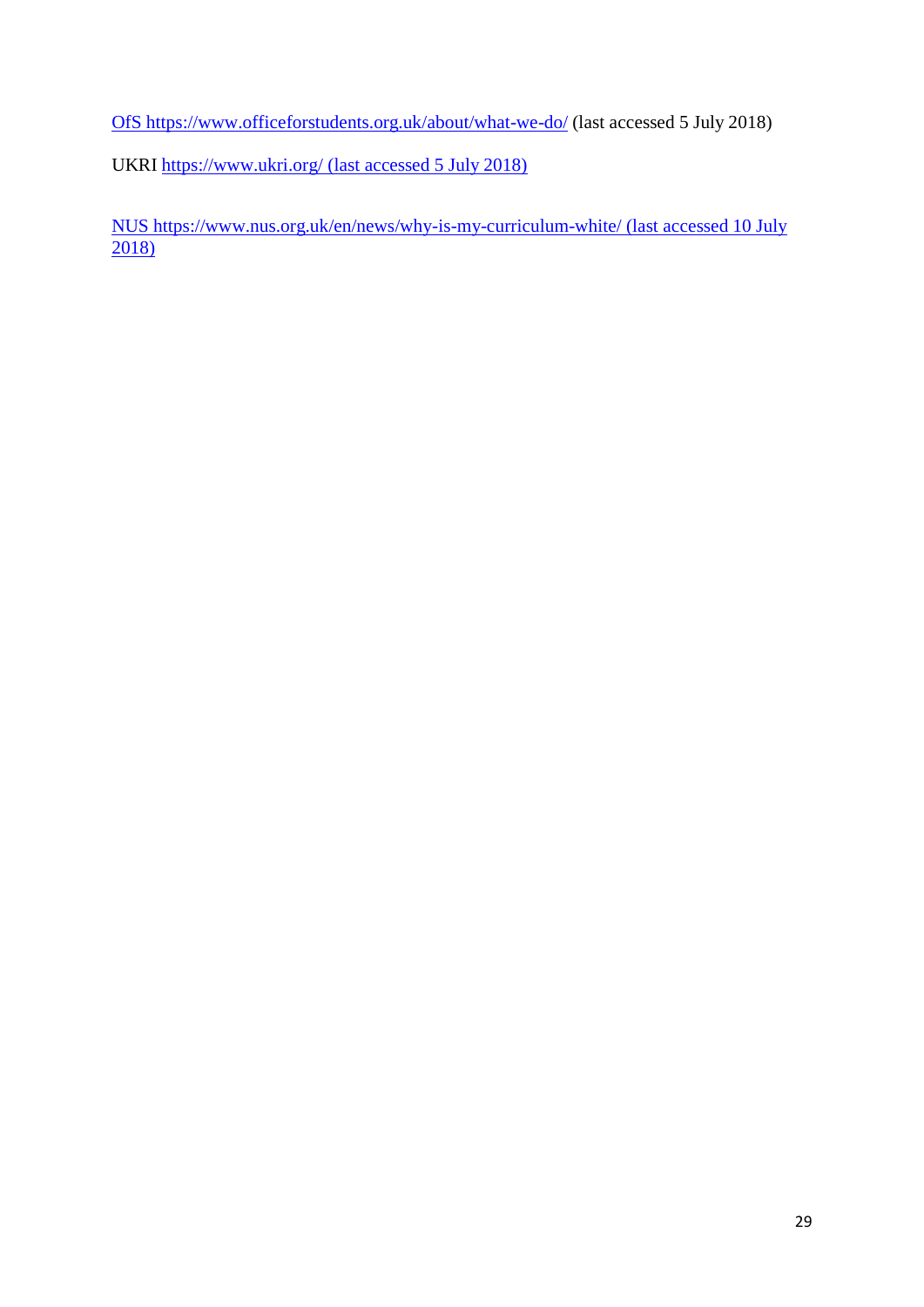OfS https://www.officeforstudents.org.uk/about/what-we-do/ (last accessed 5 July 2018)

UKRI https://www.ukri.org/ (last accessed 5 July 2018)

NUS https://www.nus.org.uk/en/news/why-is-my-curriculum-white/ (last accessed 10 July 2018)